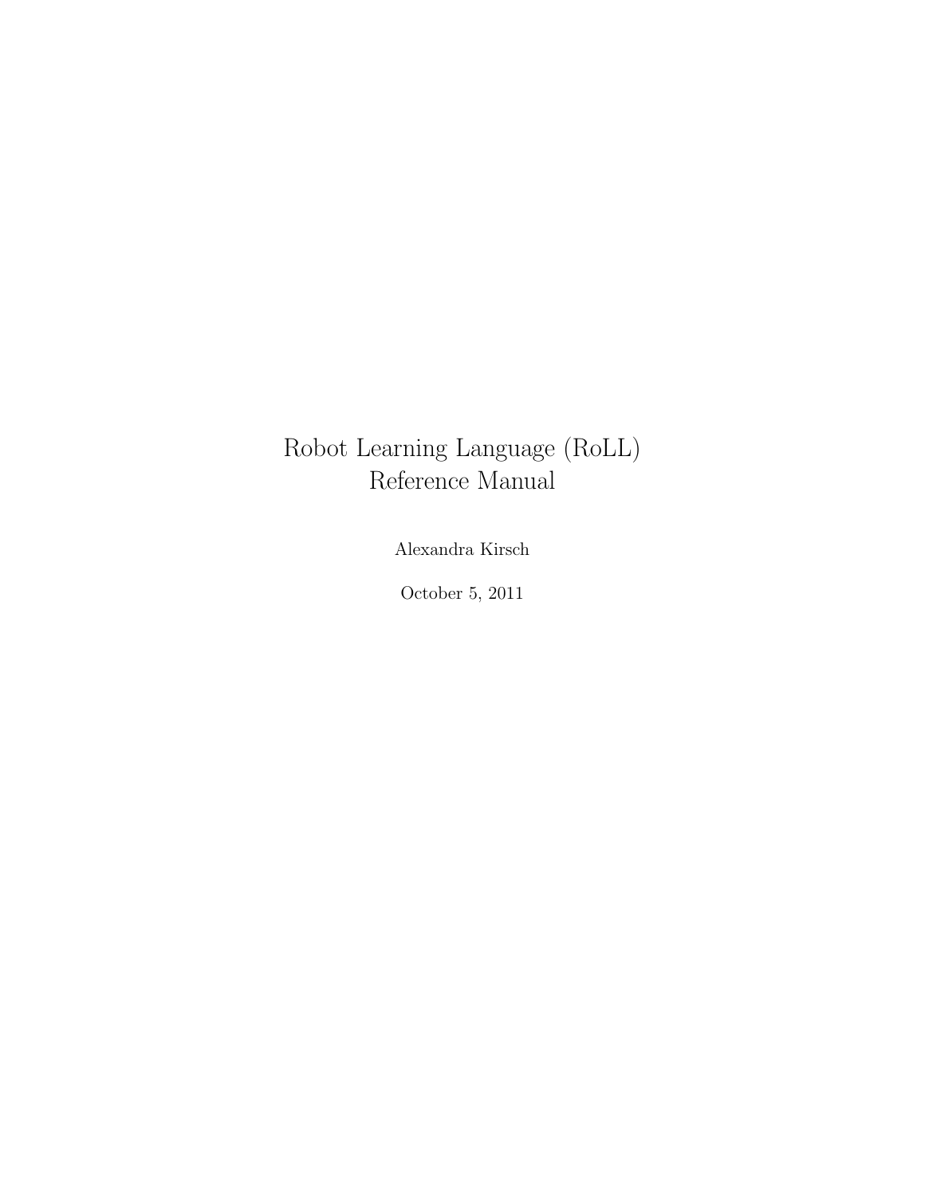# Robot Learning Language (RoLL)
# Reference Manual

Alexandra Kirsch

October 5, 2011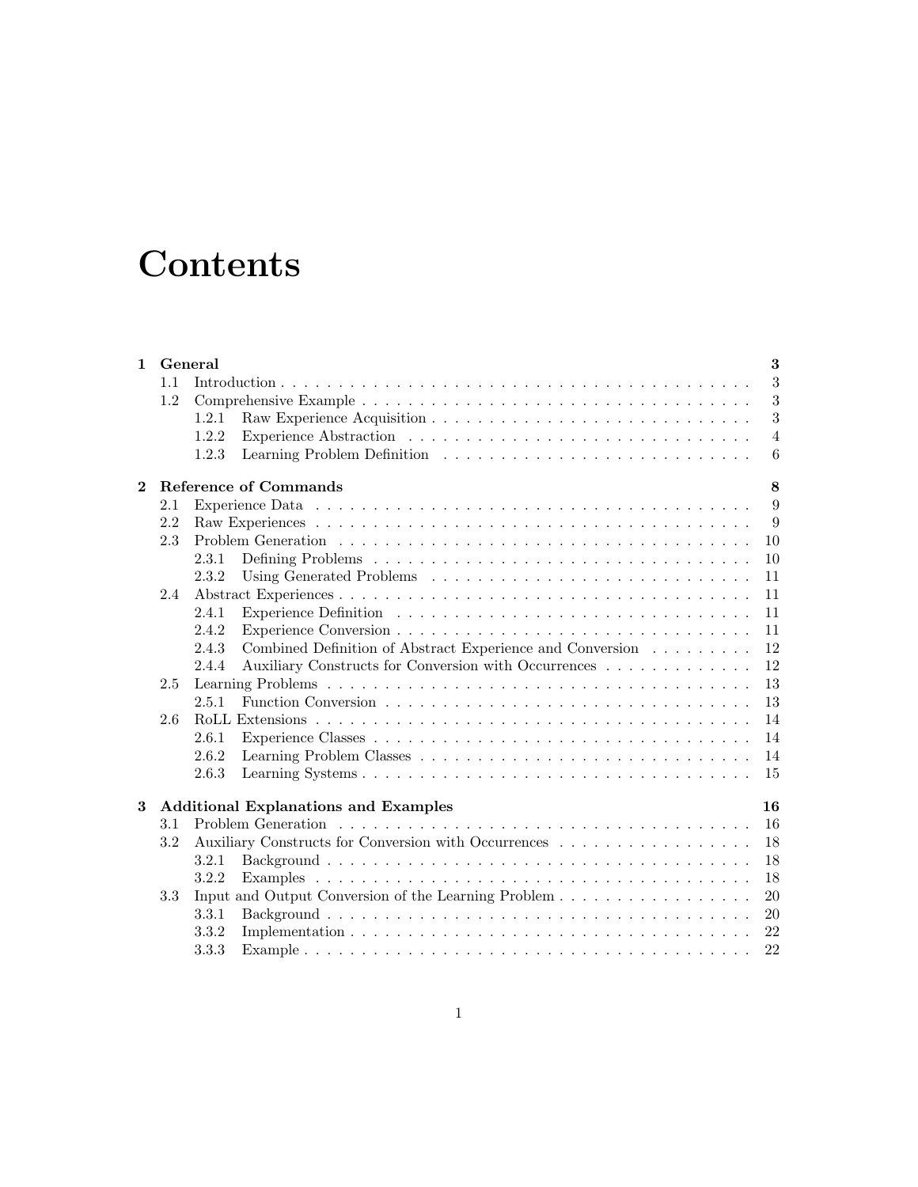# Contents

| | | |
|---|---|---|
| **1** | **General** | **3** |
| 1.1 | Introduction | 3 |
| 1.2 | Comprehensive Example | 3 |
| 1.2.1 | Raw Experience Acquisition | 3 |
| 1.2.2 | Experience Abstraction | 4 |
| 1.2.3 | Learning Problem Definition | 6 |
| **2** | **Reference of Commands** | **8** |
| 2.1 | Experience Data | 9 |
| 2.2 | Raw Experiences | 9 |
| 2.3 | Problem Generation | 10 |
| 2.3.1 | Defining Problems | 10 |
| 2.3.2 | Using Generated Problems | 11 |
| 2.4 | Abstract Experiences | 11 |
| 2.4.1 | Experience Definition | 11 |
| 2.4.2 | Experience Conversion | 11 |
| 2.4.3 | Combined Definition of Abstract Experience and Conversion | 12 |
| 2.4.4 | Auxiliary Constructs for Conversion with Occurrences | 12 |
| 2.5 | Learning Problems | 13 |
| 2.5.1 | Function Conversion | 13 |
| 2.6 | RoLL Extensions | 14 |
| 2.6.1 | Experience Classes | 14 |
| 2.6.2 | Learning Problem Classes | 14 |
| 2.6.3 | Learning Systems | 15 |
| **3** | **Additional Explanations and Examples** | **16** |
| 3.1 | Problem Generation | 16 |
| 3.2 | Auxiliary Constructs for Conversion with Occurrences | 18 |
| 3.2.1 | Background | 18 |
| 3.2.2 | Examples | 18 |
| 3.3 | Input and Output Conversion of the Learning Problem | 20 |
| 3.3.1 | Background | 20 |
| 3.3.2 | Implementation | 22 |
| 3.3.3 | Example | 22 |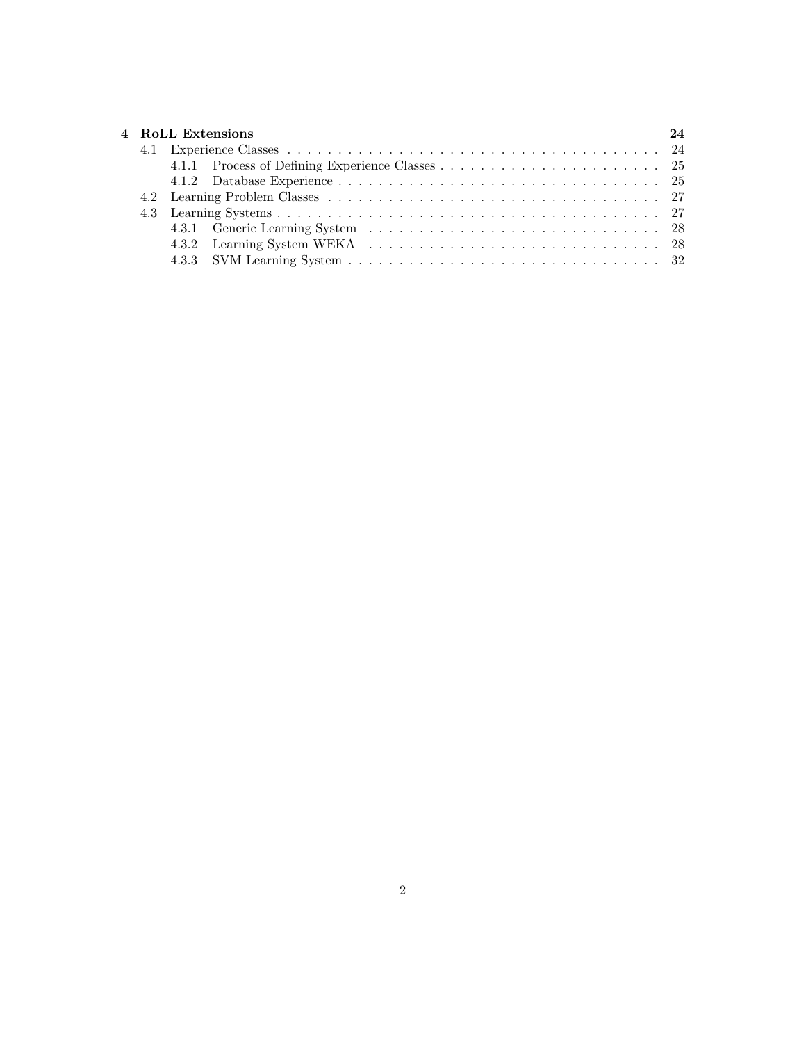**4 RoLL Extensions** **24**

- 4.1 Experience Classes . . . . . . . . . . . . . . . . . . . . . . . . . . . . . . . . . . . . . . . 24
  - 4.1.1 Process of Defining Experience Classes . . . . . . . . . . . . . . . . . . . . . . 25
  - 4.1.2 Database Experience . . . . . . . . . . . . . . . . . . . . . . . . . . . . . . . . . 25
- 4.2 Learning Problem Classes . . . . . . . . . . . . . . . . . . . . . . . . . . . . . . . . . . 27
- 4.3 Learning Systems . . . . . . . . . . . . . . . . . . . . . . . . . . . . . . . . . . . . . . . 27
  - 4.3.1 Generic Learning System . . . . . . . . . . . . . . . . . . . . . . . . . . . . . . 28
  - 4.3.2 Learning System WEKA . . . . . . . . . . . . . . . . . . . . . . . . . . . . . . 28
  - 4.3.3 SVM Learning System . . . . . . . . . . . . . . . . . . . . . . . . . . . . . . . . 32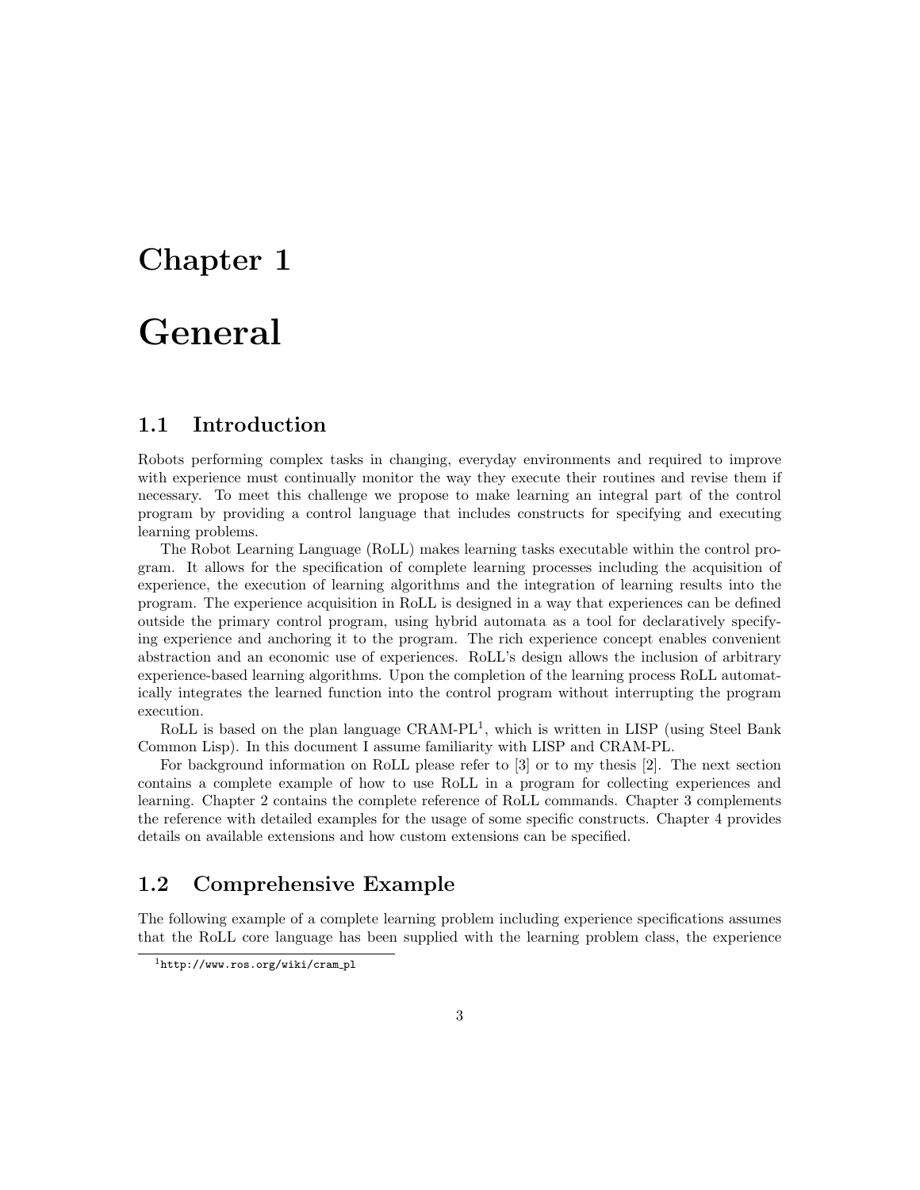# Chapter 1

# General

## 1.1 Introduction

Robots performing complex tasks in changing, everyday environments and required to improve with experience must continually monitor the way they execute their routines and revise them if necessary. To meet this challenge we propose to make learning an integral part of the control program by providing a control language that includes constructs for specifying and executing learning problems.

The Robot Learning Language (RoLL) makes learning tasks executable within the control program. It allows for the specification of complete learning processes including the acquisition of experience, the execution of learning algorithms and the integration of learning results into the program. The experience acquisition in RoLL is designed in a way that experiences can be defined outside the primary control program, using hybrid automata as a tool for declaratively specifying experience and anchoring it to the program. The rich experience concept enables convenient abstraction and an economic use of experiences. RoLL's design allows the inclusion of arbitrary experience-based learning algorithms. Upon the completion of the learning process RoLL automatically integrates the learned function into the control program without interrupting the program execution.

RoLL is based on the plan language CRAM-PL[1], which is written in LISP (using Steel Bank Common Lisp). In this document I assume familiarity with LISP and CRAM-PL.

For background information on RoLL please refer to [3] or to my thesis [2]. The next section contains a complete example of how to use RoLL in a program for collecting experiences and learning. Chapter 2 contains the complete reference of RoLL commands. Chapter 3 complements the reference with detailed examples for the usage of some specific constructs. Chapter 4 provides details on available extensions and how custom extensions can be specified.

## 1.2 Comprehensive Example

The following example of a complete learning problem including experience specifications assumes that the RoLL core language has been supplied with the learning problem class, the experience

[1] http://www.ros.org/wiki/cram_pl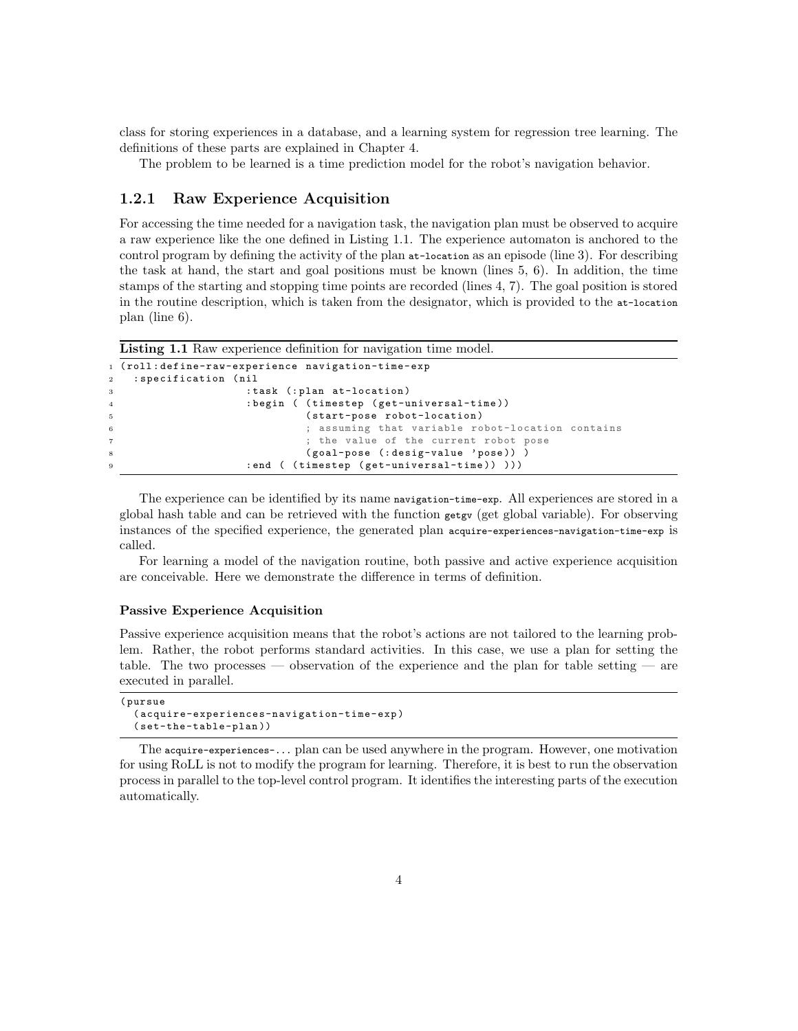class for storing experiences in a database, and a learning system for regression tree learning. The definitions of these parts are explained in Chapter 4.

The problem to be learned is a time prediction model for the robot's navigation behavior.

### 1.2.1 Raw Experience Acquisition

For accessing the time needed for a navigation task, the navigation plan must be observed to acquire a raw experience like the one defined in Listing 1.1. The experience automaton is anchored to the control program by defining the activity of the plan `at-location` as an episode (line 3). For describing the task at hand, the start and goal positions must be known (lines 5, 6). In addition, the time stamps of the starting and stopping time points are recorded (lines 4, 7). The goal position is stored in the routine description, which is taken from the designator, which is provided to the `at-location` plan (line 6).

**Listing 1.1** Raw experience definition for navigation time model.

```
1 (roll:define-raw-experience navigation-time-exp
2   :specification (nil
3                   :task (:plan at-location)
4                   :begin ( (timestep (get-universal-time))
5                            (start-pose robot-location)
6                            ; assuming that variable robot-location contains
7                            ; the value of the current robot pose
8                            (goal-pose (:desig-value 'pose)) )
9                   :end ( (timestep (get-universal-time)) )))
```

The experience can be identified by its name `navigation-time-exp`. All experiences are stored in a global hash table and can be retrieved with the function `getgv` (get global variable). For observing instances of the specified experience, the generated plan `acquire-experiences-navigation-time-exp` is called.

For learning a model of the navigation routine, both passive and active experience acquisition are conceivable. Here we demonstrate the difference in terms of definition.

#### Passive Experience Acquisition

Passive experience acquisition means that the robot's actions are not tailored to the learning problem. Rather, the robot performs standard activities. In this case, we use a plan for setting the table. The two processes — observation of the experience and the plan for table setting — are executed in parallel.

```
(pursue
  (acquire-experiences-navigation-time-exp)
  (set-the-table-plan))
```

The `acquire-experiences-`... plan can be used anywhere in the program. However, one motivation for using RoLL is not to modify the program for learning. Therefore, it is best to run the observation process in parallel to the top-level control program. It identifies the interesting parts of the execution automatically.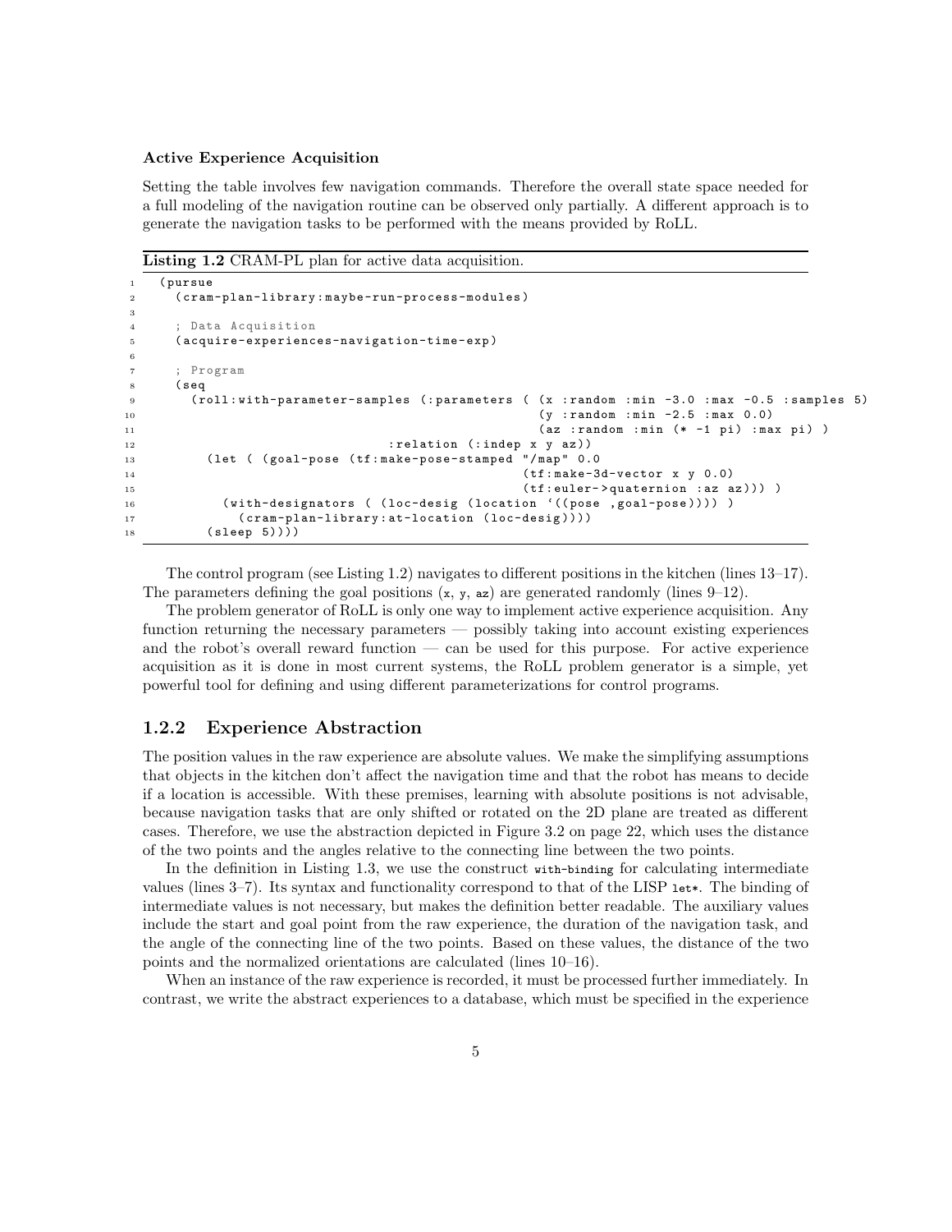**Active Experience Acquisition**

Setting the table involves few navigation commands. Therefore the overall state space needed for a full modeling of the navigation routine can be observed only partially. A different approach is to generate the navigation tasks to be performed with the means provided by RoLL.

**Listing 1.2** CRAM-PL plan for active data acquisition.

```
(pursue
  (cram-plan-library:maybe-run-process-modules)

  ; Data Acquisition
  (acquire-experiences-navigation-time-exp)

  ; Program
  (seq
    (roll:with-parameter-samples (:parameters ( (x :random :min -3.0 :max -0.5 :samples 5)
                                                (y :random :min -2.5 :max 0.0)
                                                (az :random :min (* -1 pi) :max pi) )
                                  :relation (:indep x y az))
      (let ( (goal-pose (tf:make-pose-stamped "/map" 0.0
                                              (tf:make-3d-vector x y 0.0)
                                              (tf:euler->quaternion :az az))) )
        (with-designators ( (loc-desig (location `((pose ,goal-pose)))) )
          (cram-plan-library:at-location (loc-desig))))
      (sleep 5))))
```

The control program (see Listing 1.2) navigates to different positions in the kitchen (lines 13–17). The parameters defining the goal positions (`x`, `y`, `az`) are generated randomly (lines 9–12).

The problem generator of RoLL is only one way to implement active experience acquisition. Any function returning the necessary parameters — possibly taking into account existing experiences and the robot's overall reward function — can be used for this purpose. For active experience acquisition as it is done in most current systems, the RoLL problem generator is a simple, yet powerful tool for defining and using different parameterizations for control programs.

## 1.2.2 Experience Abstraction

The position values in the raw experience are absolute values. We make the simplifying assumptions that objects in the kitchen don't affect the navigation time and that the robot has means to decide if a location is accessible. With these premises, learning with absolute positions is not advisable, because navigation tasks that are only shifted or rotated on the 2D plane are treated as different cases. Therefore, we use the abstraction depicted in Figure 3.2 on page 22, which uses the distance of the two points and the angles relative to the connecting line between the two points.

In the definition in Listing 1.3, we use the construct `with-binding` for calculating intermediate values (lines 3–7). Its syntax and functionality correspond to that of the LISP `let*`. The binding of intermediate values is not necessary, but makes the definition better readable. The auxiliary values include the start and goal point from the raw experience, the duration of the navigation task, and the angle of the connecting line of the two points. Based on these values, the distance of the two points and the normalized orientations are calculated (lines 10–16).

When an instance of the raw experience is recorded, it must be processed further immediately. In contrast, we write the abstract experiences to a database, which must be specified in the experience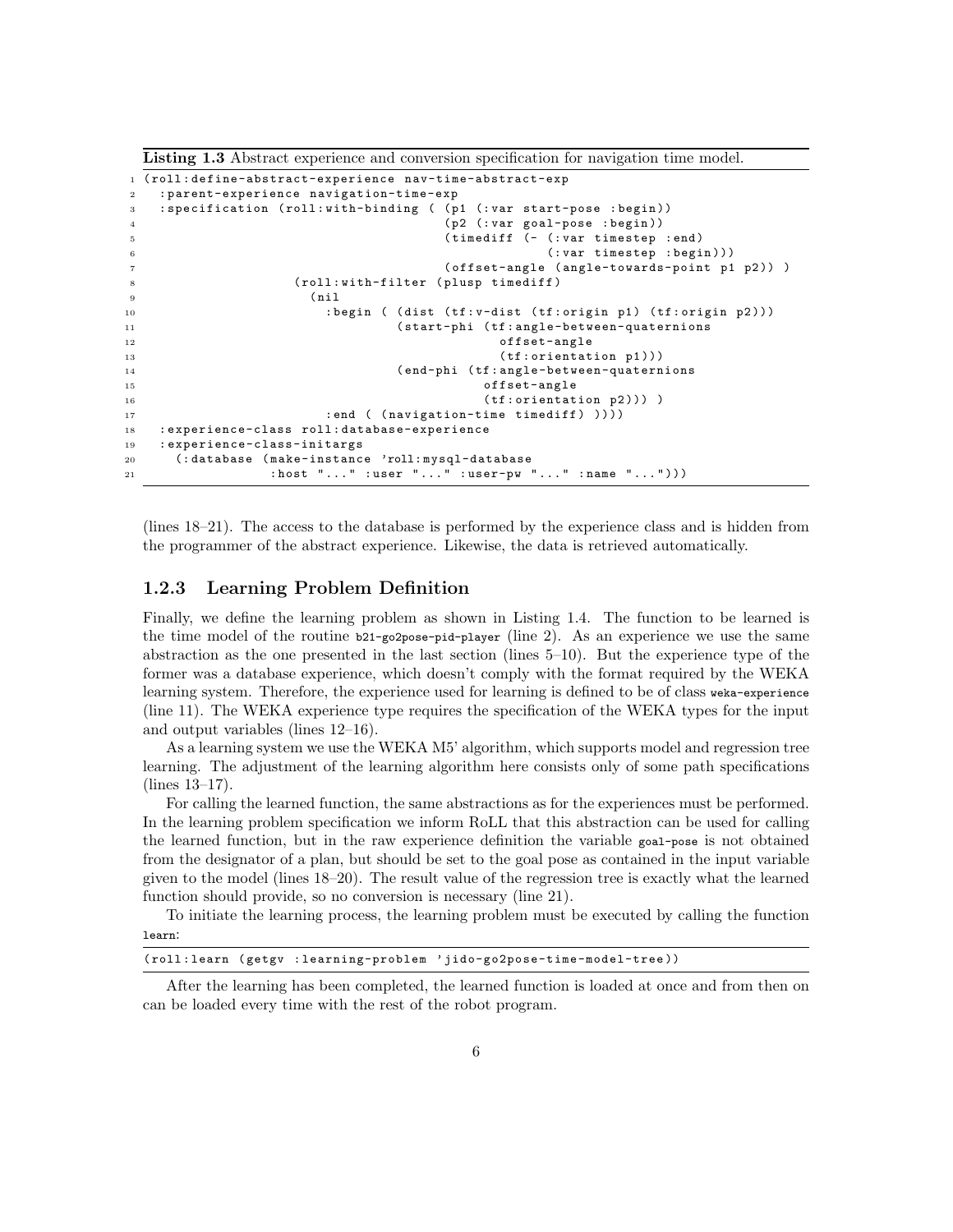**Listing 1.3** Abstract experience and conversion specification for navigation time model.

```
(roll:define-abstract-experience nav-time-abstract-exp
  :parent-experience navigation-time-exp
  :specification (roll:with-binding ( (p1 (:var start-pose :begin))
                                      (p2 (:var goal-pose :begin))
                                      (timediff (- (:var timestep :end)
                                                   (:var timestep :begin)))
                                      (offset-angle (angle-towards-point p1 p2)) )
                   (roll:with-filter (plusp timediff)
                     (nil
                       :begin ( (dist (tf:v-dist (tf:origin p1) (tf:origin p2)))
                                (start-phi (tf:angle-between-quaternions
                                             offset-angle
                                             (tf:orientation p1)))
                                (end-phi (tf:angle-between-quaternions
                                           offset-angle
                                           (tf:orientation p2))) )
                       :end ( (navigation-time timediff) ))))
  :experience-class roll:database-experience
  :experience-class-initargs
    (:database (make-instance 'roll:mysql-database
                 :host "..." :user "..." :user-pw "..." :name "...")))
```

(lines 18–21). The access to the database is performed by the experience class and is hidden from the programmer of the abstract experience. Likewise, the data is retrieved automatically.

### 1.2.3 Learning Problem Definition

Finally, we define the learning problem as shown in Listing 1.4. The function to be learned is the time model of the routine `b21-go2pose-pid-player` (line 2). As an experience we use the same abstraction as the one presented in the last section (lines 5–10). But the experience type of the former was a database experience, which doesn't comply with the format required by the WEKA learning system. Therefore, the experience used for learning is defined to be of class `weka-experience` (line 11). The WEKA experience type requires the specification of the WEKA types for the input and output variables (lines 12–16).

As a learning system we use the WEKA M5' algorithm, which supports model and regression tree learning. The adjustment of the learning algorithm here consists only of some path specifications (lines 13–17).

For calling the learned function, the same abstractions as for the experiences must be performed. In the learning problem specification we inform RoLL that this abstraction can be used for calling the learned function, but in the raw experience definition the variable `goal-pose` is not obtained from the designator of a plan, but should be set to the goal pose as contained in the input variable given to the model (lines 18–20). The result value of the regression tree is exactly what the learned function should provide, so no conversion is necessary (line 21).

To initiate the learning process, the learning problem must be executed by calling the function `learn`:

```
(roll:learn (getgv :learning-problem 'jido-go2pose-time-model-tree))
```

After the learning has been completed, the learned function is loaded at once and from then on can be loaded every time with the rest of the robot program.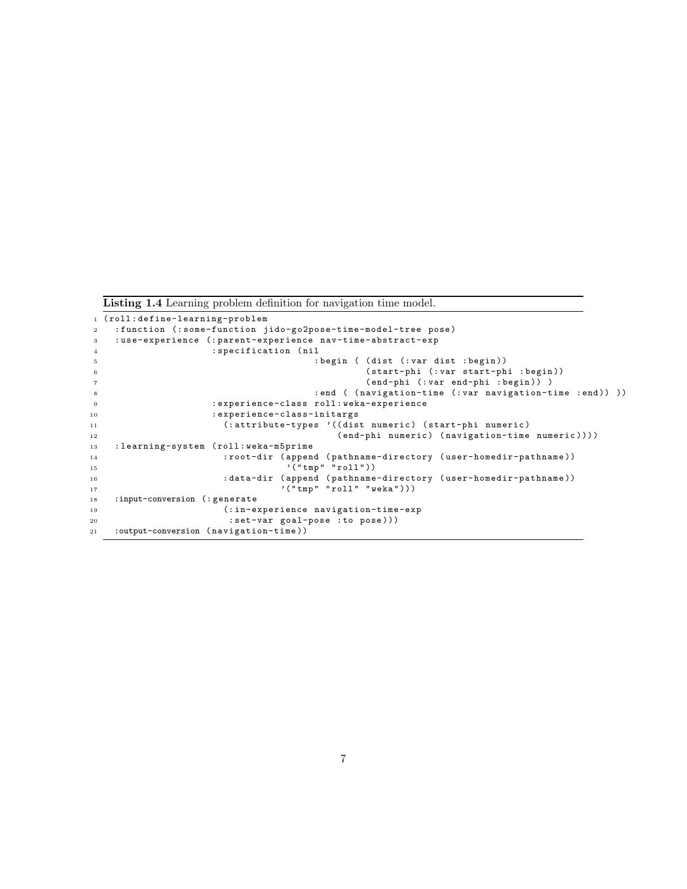**Listing 1.4** Learning problem definition for navigation time model.

```
(roll:define-learning-problem
  :function (:some-function jido-go2pose-time-model-tree pose)
  :use-experience (:parent-experience nav-time-abstract-exp
                   :specification (nil
                                   :begin ( (dist (:var dist :begin))
                                            (start-phi (:var start-phi :begin))
                                            (end-phi (:var end-phi :begin)) )
                                   :end ( (navigation-time (:var navigation-time :end)) ))
                   :experience-class roll:weka-experience
                   :experience-class-initargs
                     (:attribute-types '((dist numeric) (start-phi numeric)
                                         (end-phi numeric) (navigation-time numeric))))
  :learning-system (roll:weka-m5prime
                     :root-dir (append (pathname-directory (user-homedir-pathname))
                                  '("tmp" "roll"))
                     :data-dir (append (pathname-directory (user-homedir-pathname))
                                 '("tmp" "roll" "weka")))
  :input-conversion (:generate
                     (:in-experience navigation-time-exp
                      :set-var goal-pose :to pose)))
  :output-conversion (navigation-time))
```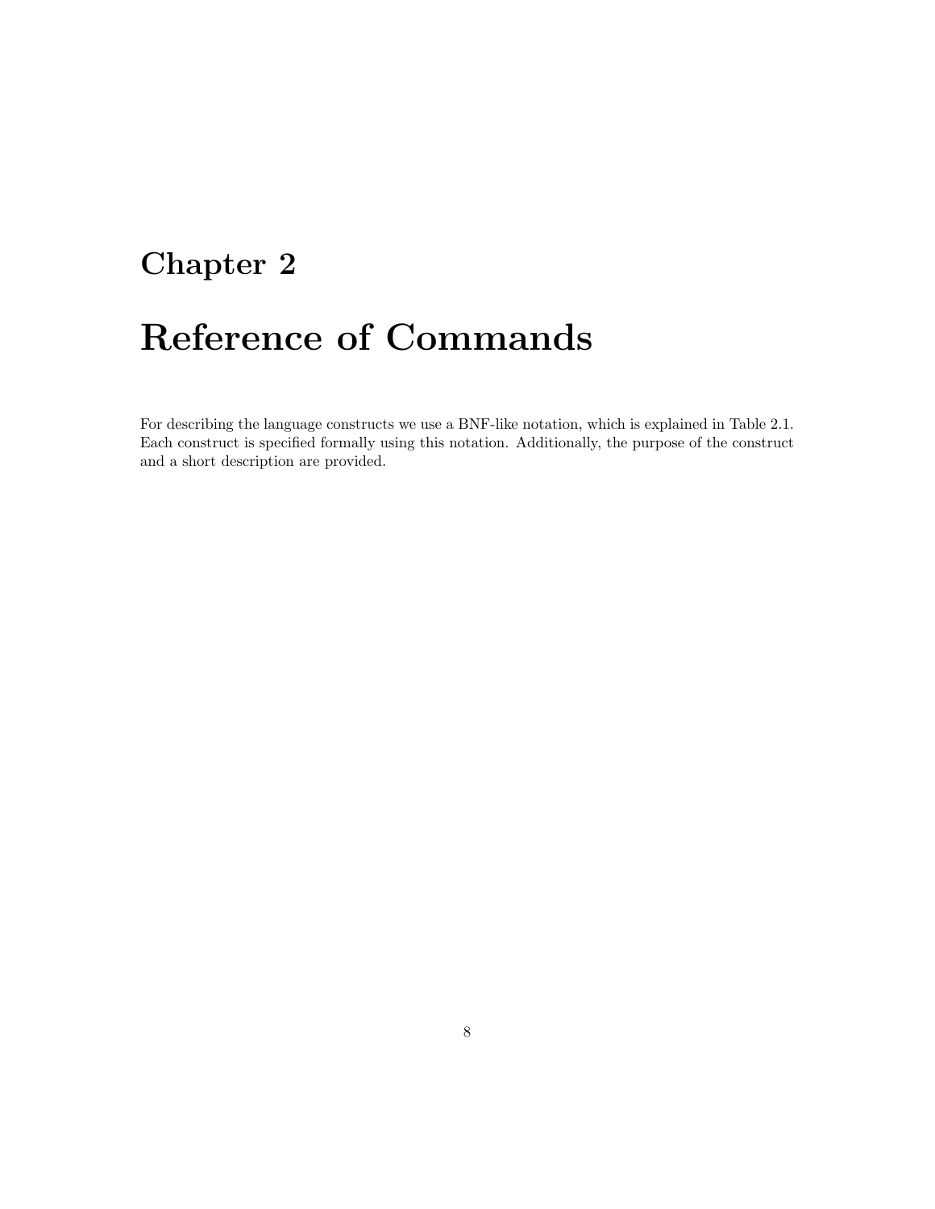# Chapter 2

# Reference of Commands

For describing the language constructs we use a BNF-like notation, which is explained in Table 2.1. Each construct is specified formally using this notation. Additionally, the purpose of the construct and a short description are provided.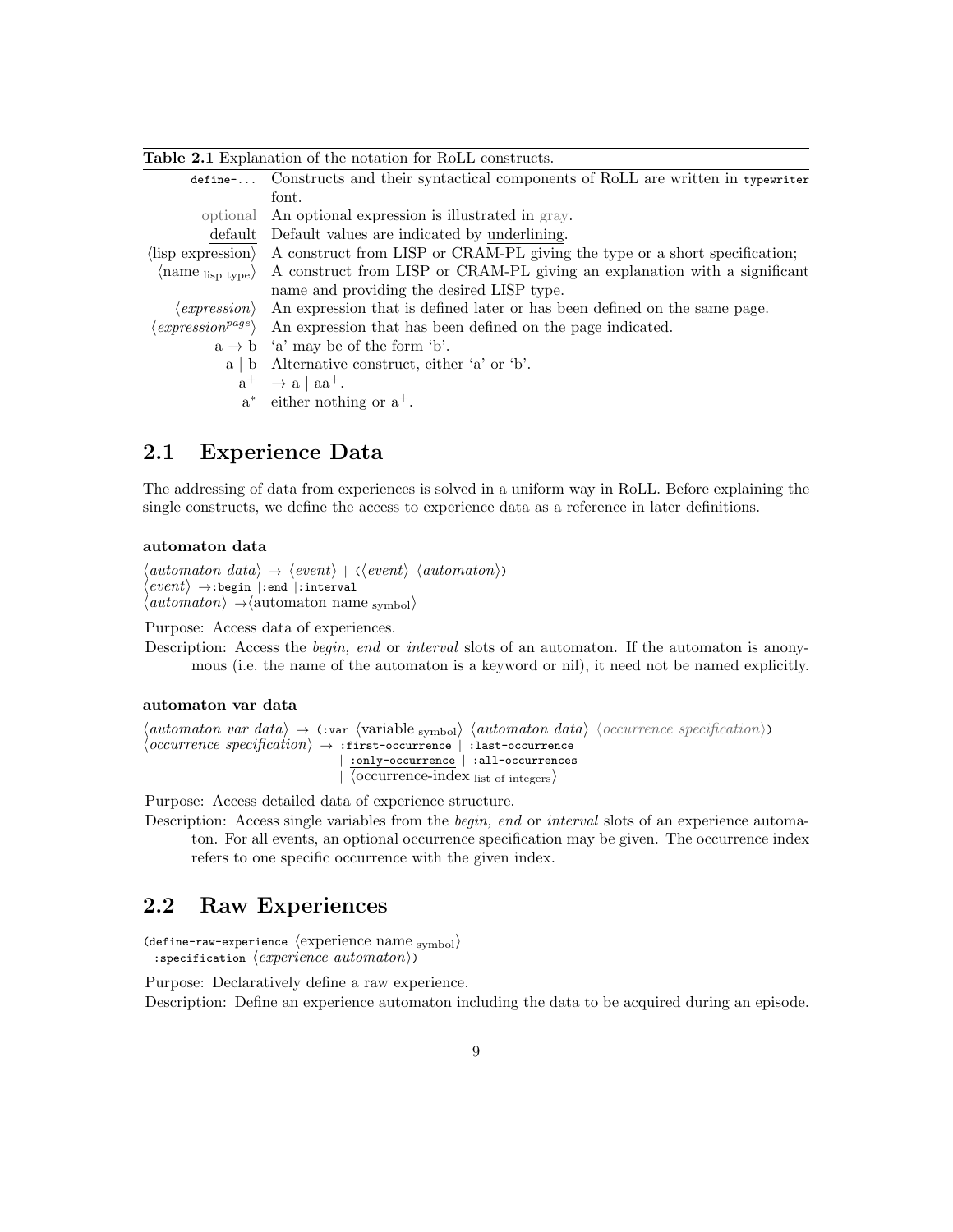**Table 2.1** Explanation of the notation for RoLL constructs.

| | |
|---|---|
| `define-...` | Constructs and their syntactical components of RoLL are written in `typewriter` font. |
| optional | An optional expression is illustrated in gray. |
| <u>default</u> | Default values are indicated by <u>underlining</u>. |
| ⟨lisp expression⟩ | A construct from LISP or CRAM-PL giving the type or a short specification; |
| ⟨name $_{\text{lisp type}}$⟩ | A construct from LISP or CRAM-PL giving an explanation with a significant name and providing the desired LISP type. |
| ⟨*expression*⟩ | An expression that is defined later or has been defined on the same page. |
| ⟨*expression*$^{page}$⟩ | An expression that has been defined on the page indicated. |
| a → b | 'a' may be of the form 'b'. |
| a \| b | Alternative construct, either 'a' or 'b'. |
| $a^+$ | → a \| $aa^+$. |
| $a^*$ | either nothing or $a^+$. |

## 2.1 Experience Data

The addressing of data from experiences is solved in a uniform way in RoLL. Before explaining the single constructs, we define the access to experience data as a reference in later definitions.

#### automaton data

⟨*automaton data*⟩ → ⟨*event*⟩ | `(`⟨*event*⟩ ⟨*automaton*⟩`)`
⟨*event*⟩ →`:begin` |`:end` |`:interval`
⟨*automaton*⟩ →⟨automaton name $_{\text{symbol}}$⟩

Purpose: Access data of experiences.

Description: Access the *begin, end* or *interval* slots of an automaton. If the automaton is anonymous (i.e. the name of the automaton is a keyword or nil), it need not be named explicitly.

#### automaton var data

⟨*automaton var data*⟩ → `(:var` ⟨variable $_{\text{symbol}}$⟩ ⟨*automaton data*⟩ ⟨*occurrence specification*⟩`)`
⟨*occurrence specification*⟩ → `:first-occurrence` | `:last-occurrence`
| <u>`:only-occurrence`</u> | `:all-occurrences`
| ⟨occurrence-index $_{\text{list of integers}}$⟩

Purpose: Access detailed data of experience structure.

Description: Access single variables from the *begin, end* or *interval* slots of an experience automaton. For all events, an optional occurrence specification may be given. The occurrence index refers to one specific occurrence with the given index.

## 2.2 Raw Experiences

`(define-raw-experience` ⟨experience name $_{\text{symbol}}$⟩
`:specification` ⟨*experience automaton*⟩`)`

Purpose: Declaratively define a raw experience.

Description: Define an experience automaton including the data to be acquired during an episode.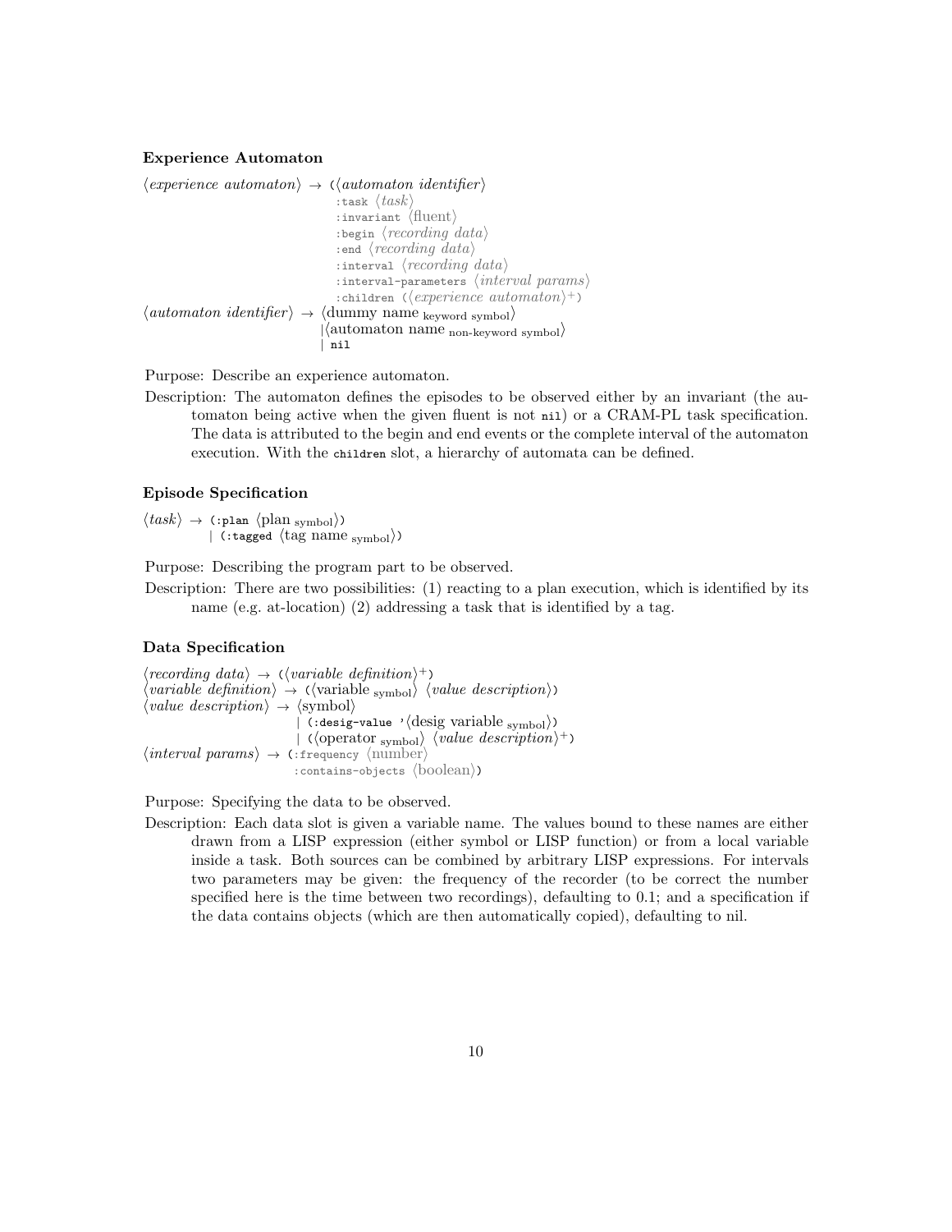### Experience Automaton

```
⟨experience automaton⟩ → (⟨automaton identifier⟩
                           :task ⟨task⟩
                           :invariant ⟨fluent⟩
                           :begin ⟨recording data⟩
                           :end ⟨recording data⟩
                           :interval ⟨recording data⟩
                           :interval-parameters ⟨interval params⟩
                           :children (⟨experience automaton⟩+)
⟨automaton identifier⟩ → ⟨dummy name keyword symbol⟩
                         |⟨automaton name non-keyword symbol⟩
                         | nil
```

Purpose: Describe an experience automaton.

Description: The automaton defines the episodes to be observed either by an invariant (the automaton being active when the given fluent is not `nil`) or a CRAM-PL task specification. The data is attributed to the begin and end events or the complete interval of the automaton execution. With the `children` slot, a hierarchy of automata can be defined.

### Episode Specification

```
⟨task⟩ → (:plan ⟨plan symbol⟩)
        | (:tagged ⟨tag name symbol⟩)
```

Purpose: Describing the program part to be observed.

Description: There are two possibilities: (1) reacting to a plan execution, which is identified by its name (e.g. at-location) (2) addressing a task that is identified by a tag.

### Data Specification

```
⟨recording data⟩ → (⟨variable definition⟩+)
⟨variable definition⟩ → (⟨variable symbol⟩ ⟨value description⟩)
⟨value description⟩ → ⟨symbol⟩
                      | (:desig-value '⟨desig variable symbol⟩)
                      | (⟨operator symbol⟩ ⟨value description⟩+)
⟨interval params⟩ → (:frequency ⟨number⟩
                     :contains-objects ⟨boolean⟩)
```

Purpose: Specifying the data to be observed.

Description: Each data slot is given a variable name. The values bound to these names are either drawn from a LISP expression (either symbol or LISP function) or from a local variable inside a task. Both sources can be combined by arbitrary LISP expressions. For intervals two parameters may be given: the frequency of the recorder (to be correct the number specified here is the time between two recordings), defaulting to 0.1; and a specification if the data contains objects (which are then automatically copied), defaulting to nil.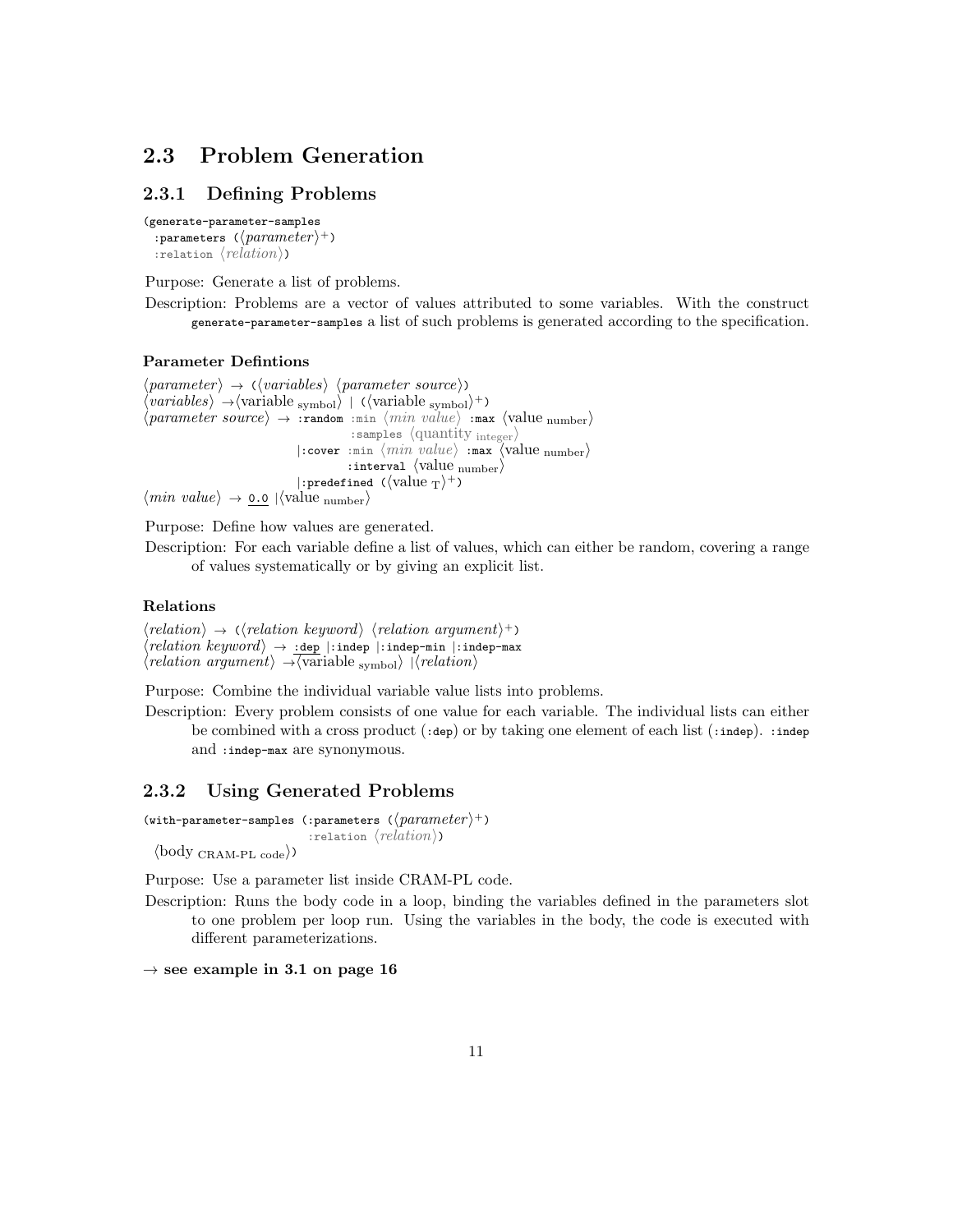## 2.3 Problem Generation

### 2.3.1 Defining Problems

```
(generate-parameter-samples
  :parameters (⟨parameter⟩+)
  :relation ⟨relation⟩)
```

Purpose: Generate a list of problems.

Description: Problems are a vector of values attributed to some variables. With the construct `generate-parameter-samples` a list of such problems is generated according to the specification.

#### Parameter Defintions

```
⟨parameter⟩ → (⟨variables⟩ ⟨parameter source⟩)
⟨variables⟩ →⟨variable symbol⟩ | (⟨variable symbol⟩+)
⟨parameter source⟩ → :random :min ⟨min value⟩ :max ⟨value number⟩
                             :samples ⟨quantity integer⟩
                     |:cover :min ⟨min value⟩ :max ⟨value number⟩
                             :interval ⟨value number⟩
                     |:predefined (⟨value T⟩+)
⟨min value⟩ → 0.0 |⟨value number⟩
```

Purpose: Define how values are generated.

Description: For each variable define a list of values, which can either be random, covering a range of values systematically or by giving an explicit list.

#### Relations

```
⟨relation⟩ → (⟨relation keyword⟩ ⟨relation argument⟩+)
⟨relation keyword⟩ → :dep |:indep |:indep-min |:indep-max
⟨relation argument⟩ →⟨variable symbol⟩ |⟨relation⟩
```

Purpose: Combine the individual variable value lists into problems.

Description: Every problem consists of one value for each variable. The individual lists can either be combined with a cross product (`:dep`) or by taking one element of each list (`:indep`). `:indep` and `:indep-max` are synonymous.

### 2.3.2 Using Generated Problems

```
(with-parameter-samples (:parameters (⟨parameter⟩+)
                         :relation ⟨relation⟩)
  ⟨body CRAM-PL code⟩)
```

Purpose: Use a parameter list inside CRAM-PL code.

Description: Runs the body code in a loop, binding the variables defined in the parameters slot to one problem per loop run. Using the variables in the body, the code is executed with different parameterizations.

**→ see example in 3.1 on page 16**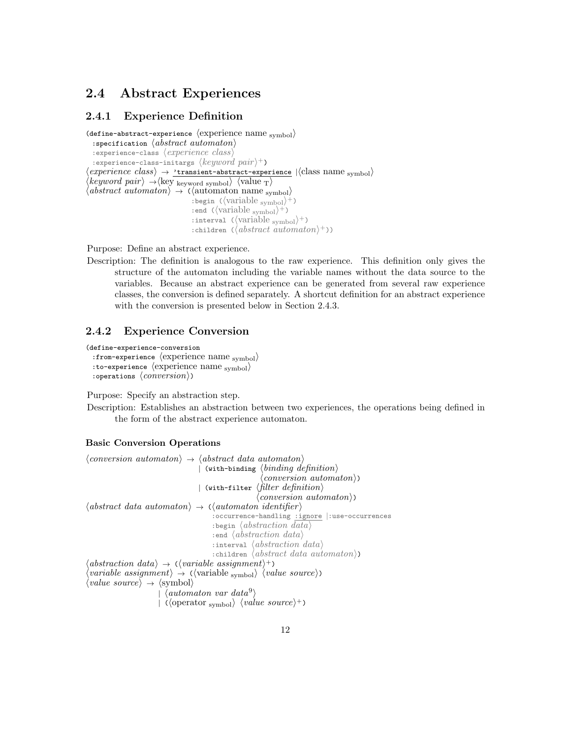## 2.4 Abstract Experiences

### 2.4.1 Experience Definition

```
(define-abstract-experience ⟨experience name symbol⟩
  :specification ⟨abstract automaton⟩
  :experience-class ⟨experience class⟩
  :experience-class-initargs ⟨keyword pair⟩+)
⟨experience class⟩ → 'transient-abstract-experience |⟨class name symbol⟩
⟨keyword pair⟩ →⟨key keyword symbol⟩ ⟨value T⟩
⟨abstract automaton⟩ → (⟨automaton name symbol⟩
                          :begin (⟨variable symbol⟩+)
                          :end (⟨variable symbol⟩+)
                          :interval (⟨variable symbol⟩+)
                          :children (⟨abstract automaton⟩+))
```

Purpose: Define an abstract experience.

Description: The definition is analogous to the raw experience. This definition only gives the structure of the automaton including the variable names without the data source to the variables. Because an abstract experience can be generated from several raw experience classes, the conversion is defined separately. A shortcut definition for an abstract experience with the conversion is presented below in Section 2.4.3.

### 2.4.2 Experience Conversion

```
(define-experience-conversion
  :from-experience ⟨experience name symbol⟩
  :to-experience ⟨experience name symbol⟩
  :operations ⟨conversion⟩)
```

Purpose: Specify an abstraction step.

Description: Establishes an abstraction between two experiences, the operations being defined in the form of the abstract experience automaton.

#### Basic Conversion Operations

```
⟨conversion automaton⟩ → ⟨abstract data automaton⟩
                        | (with-binding ⟨binding definition⟩
                                        ⟨conversion automaton⟩)
                        | (with-filter ⟨filter definition⟩
                                       ⟨conversion automaton⟩)
⟨abstract data automaton⟩ → (⟨automaton identifier⟩
                              :occurrence-handling :ignore |:use-occurrences
                              :begin ⟨abstraction data⟩
                              :end ⟨abstraction data⟩
                              :interval ⟨abstraction data⟩
                              :children ⟨abstract data automaton⟩)
⟨abstraction data⟩ → (⟨variable assignment⟩+)
⟨variable assignment⟩ → (⟨variable symbol⟩ ⟨value source⟩)
⟨value source⟩ → ⟨symbol⟩
               | ⟨automaton var data[9]⟩
               | (⟨operator symbol⟩ ⟨value source⟩+)
```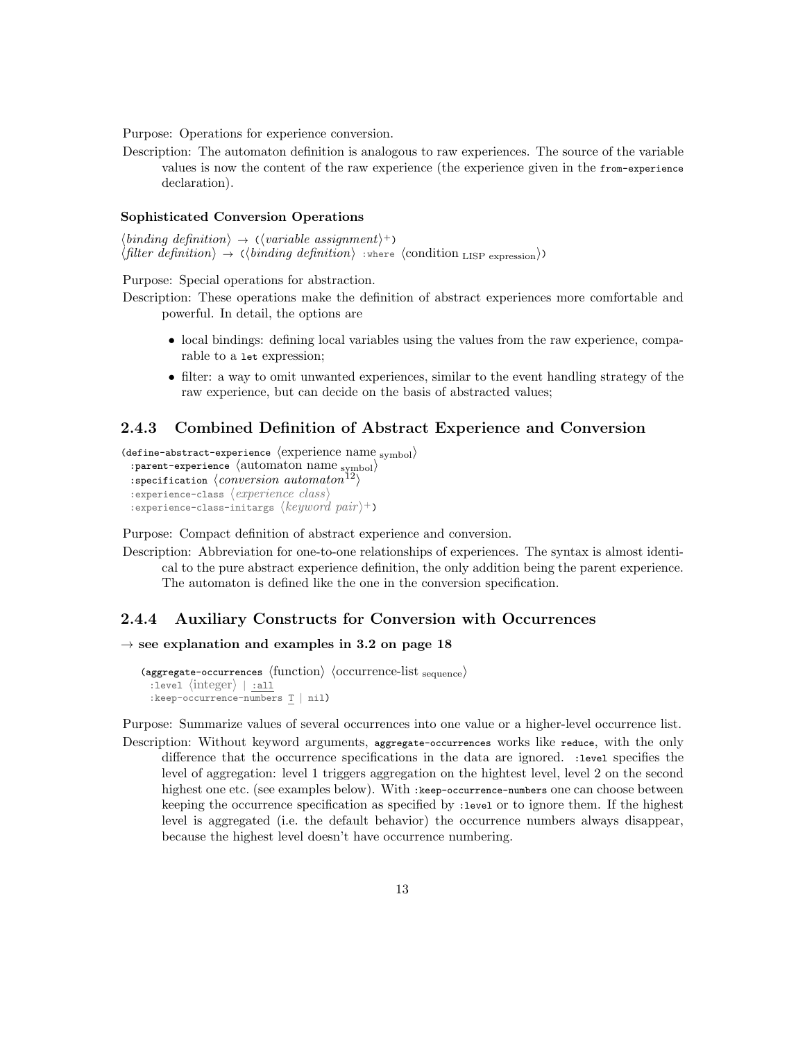Purpose: Operations for experience conversion.

Description: The automaton definition is analogous to raw experiences. The source of the variable values is now the content of the raw experience (the experience given in the `from-experience` declaration).

#### Sophisticated Conversion Operations

⟨*binding definition*⟩ → (⟨*variable assignment*⟩+)
⟨*filter definition*⟩ → (⟨*binding definition*⟩ `:where` ⟨condition $_{\text{LISP expression}}$⟩)

Purpose: Special operations for abstraction.

Description: These operations make the definition of abstract experiences more comfortable and powerful. In detail, the options are

- local bindings: defining local variables using the values from the raw experience, comparable to a `let` expression;
- filter: a way to omit unwanted experiences, similar to the event handling strategy of the raw experience, but can decide on the basis of abstracted values;

### 2.4.3 Combined Definition of Abstract Experience and Conversion

```
(define-abstract-experience ⟨experience name symbol⟩
  :parent-experience ⟨automaton name symbol⟩
  :specification ⟨conversion automaton[12]⟩
  :experience-class ⟨experience class⟩
  :experience-class-initargs ⟨keyword pair⟩+)
```

Purpose: Compact definition of abstract experience and conversion.

Description: Abbreviation for one-to-one relationships of experiences. The syntax is almost identical to the pure abstract experience definition, the only addition being the parent experience. The automaton is defined like the one in the conversion specification.

### 2.4.4 Auxiliary Constructs for Conversion with Occurrences

**→ see explanation and examples in 3.2 on page 18**

```
(aggregate-occurrences ⟨function⟩ ⟨occurrence-list sequence⟩
  :level ⟨integer⟩ | :all
  :keep-occurrence-numbers T | nil)
```

Purpose: Summarize values of several occurrences into one value or a higher-level occurrence list.

Description: Without keyword arguments, `aggregate-occurrences` works like `reduce`, with the only difference that the occurrence specifications in the data are ignored. `:level` specifies the level of aggregation: level 1 triggers aggregation on the hightest level, level 2 on the second highest one etc. (see examples below). With `:keep-occurrence-numbers` one can choose between keeping the occurrence specification as specified by `:level` or to ignore them. If the highest level is aggregated (i.e. the default behavior) the occurrence numbers always disappear, because the highest level doesn't have occurrence numbering.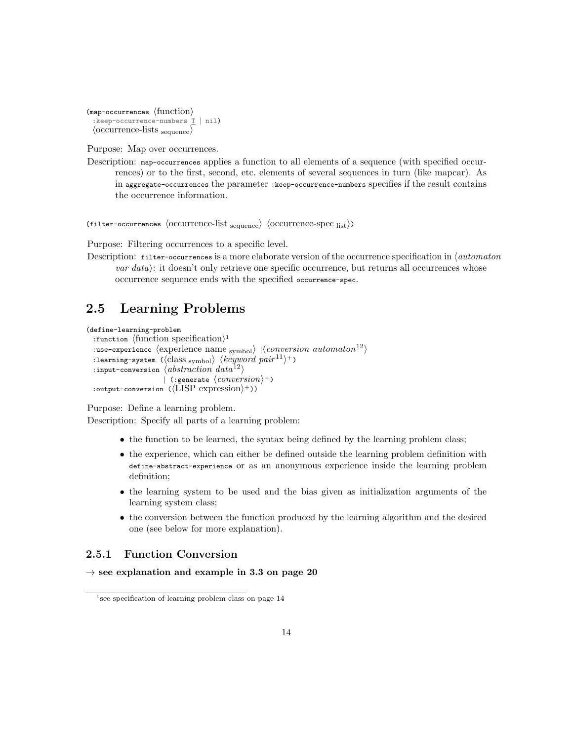```
(map-occurrences ⟨function⟩
  :keep-occurrence-numbers T | nil)
  ⟨occurrence-lists sequence⟩
```

Purpose: Map over occurrences.

Description: `map-occurrences` applies a function to all elements of a sequence (with specified occurrences) or to the first, second, etc. elements of several sequences in turn (like mapcar). As in `aggregate-occurrences` the parameter `:keep-occurrence-numbers` specifies if the result contains the occurrence information.

```
(filter-occurrences ⟨occurrence-list sequence⟩ ⟨occurrence-spec list⟩)
```

Purpose: Filtering occurrences to a specific level.

Description: `filter-occurrences` is a more elaborate version of the occurrence specification in ⟨*automaton var data*⟩: it doesn't only retrieve one specific occurrence, but returns all occurrences whose occurrence sequence ends with the specified `occurrence-spec`.

## 2.5 Learning Problems

```
(define-learning-problem
  :function ⟨function specification⟩1
  :use-experience ⟨experience name symbol⟩ |⟨conversion automaton12⟩
  :learning-system (⟨class symbol⟩ ⟨keyword pair11⟩+)
  :input-conversion ⟨abstraction data12⟩
                    | (:generate ⟨conversion⟩+)
  :output-conversion (⟨LISP expression⟩+))
```

Purpose: Define a learning problem.

Description: Specify all parts of a learning problem:

- the function to be learned, the syntax being defined by the learning problem class;
- the experience, which can either be defined outside the learning problem definition with `define-abstract-experience` or as an anonymous experience inside the learning problem definition;
- the learning system to be used and the bias given as initialization arguments of the learning system class;
- the conversion between the function produced by the learning algorithm and the desired one (see below for more explanation).

### 2.5.1 Function Conversion

**→ see explanation and example in 3.3 on page 20**

[1] see specification of learning problem class on page 14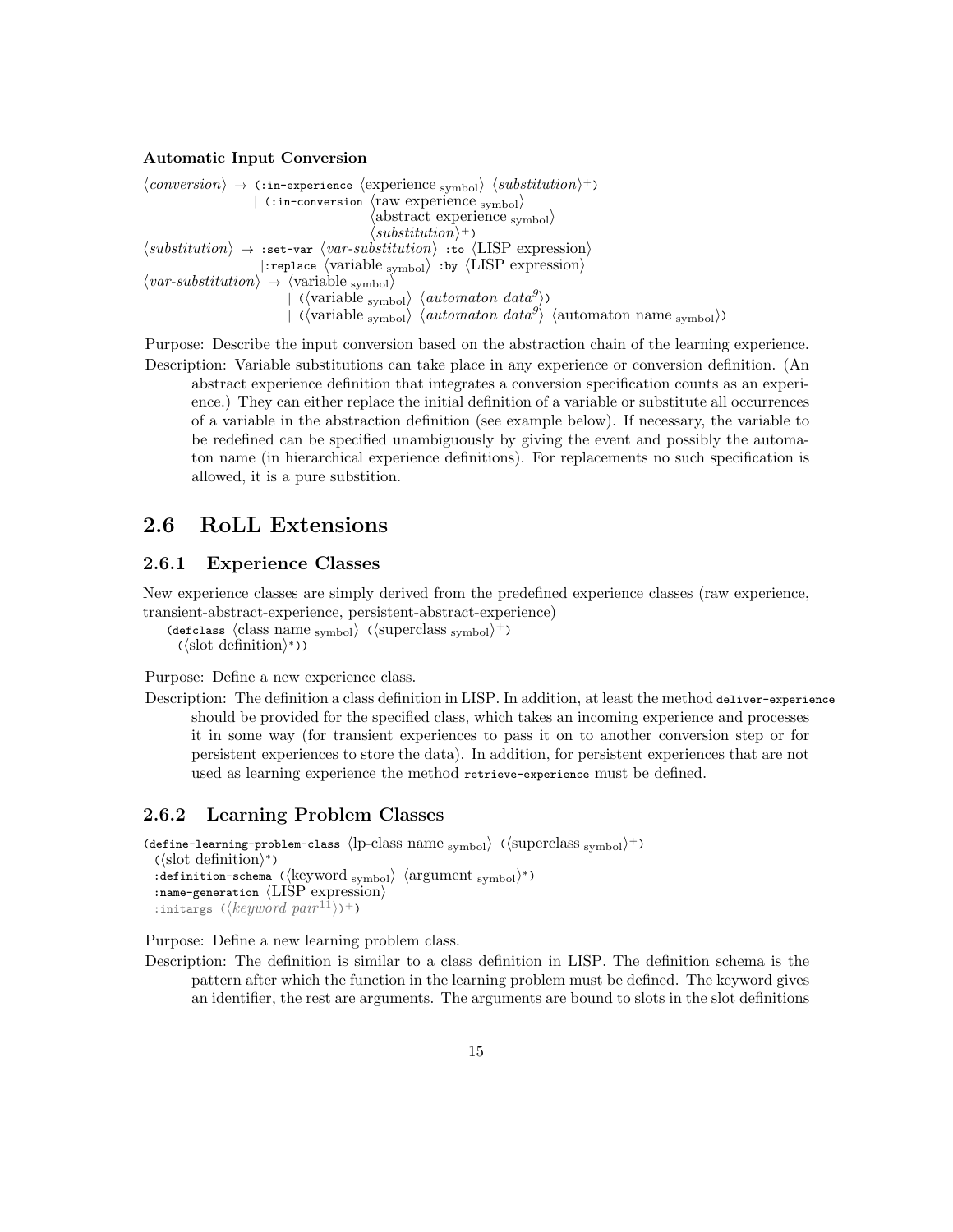**Automatic Input Conversion**

```
⟨conversion⟩ → (:in-experience ⟨experience symbol⟩ ⟨substitution⟩+)
             | (:in-conversion ⟨raw experience symbol⟩
                               ⟨abstract experience symbol⟩
                               ⟨substitution⟩+)
⟨substitution⟩ → :set-var ⟨var-substitution⟩ :to ⟨LISP expression⟩
               |:replace ⟨variable symbol⟩ :by ⟨LISP expression⟩
⟨var-substitution⟩ → ⟨variable symbol⟩
                   | (⟨variable symbol⟩ ⟨automaton data⁹⟩)
                   | (⟨variable symbol⟩ ⟨automaton data⁹⟩ ⟨automaton name symbol⟩)
```

Purpose: Describe the input conversion based on the abstraction chain of the learning experience.

Description: Variable substitutions can take place in any experience or conversion definition. (An abstract experience definition that integrates a conversion specification counts as an experience.) They can either replace the initial definition of a variable or substitute all occurrences of a variable in the abstraction definition (see example below). If necessary, the variable to be redefined can be specified unambiguously by giving the event and possibly the automaton name (in hierarchical experience definitions). For replacements no such specification is allowed, it is a pure substition.

## 2.6 RoLL Extensions

### 2.6.1 Experience Classes

New experience classes are simply derived from the predefined experience classes (raw experience, transient-abstract-experience, persistent-abstract-experience)

```
(defclass ⟨class name symbol⟩ (⟨superclass symbol⟩+)
  (⟨slot definition⟩*))
```

Purpose: Define a new experience class.

Description: The definition a class definition in LISP. In addition, at least the method `deliver-experience` should be provided for the specified class, which takes an incoming experience and processes it in some way (for transient experiences to pass it on to another conversion step or for persistent experiences to store the data). In addition, for persistent experiences that are not used as learning experience the method `retrieve-experience` must be defined.

### 2.6.2 Learning Problem Classes

```
(define-learning-problem-class ⟨lp-class name symbol⟩ (⟨superclass symbol⟩+)
  (⟨slot definition⟩*)
  :definition-schema (⟨keyword symbol⟩ ⟨argument symbol⟩*)
  :name-generation ⟨LISP expression⟩
  :initargs (⟨keyword pair¹¹⟩)+)
```

Purpose: Define a new learning problem class.

Description: The definition is similar to a class definition in LISP. The definition schema is the pattern after which the function in the learning problem must be defined. The keyword gives an identifier, the rest are arguments. The arguments are bound to slots in the slot definitions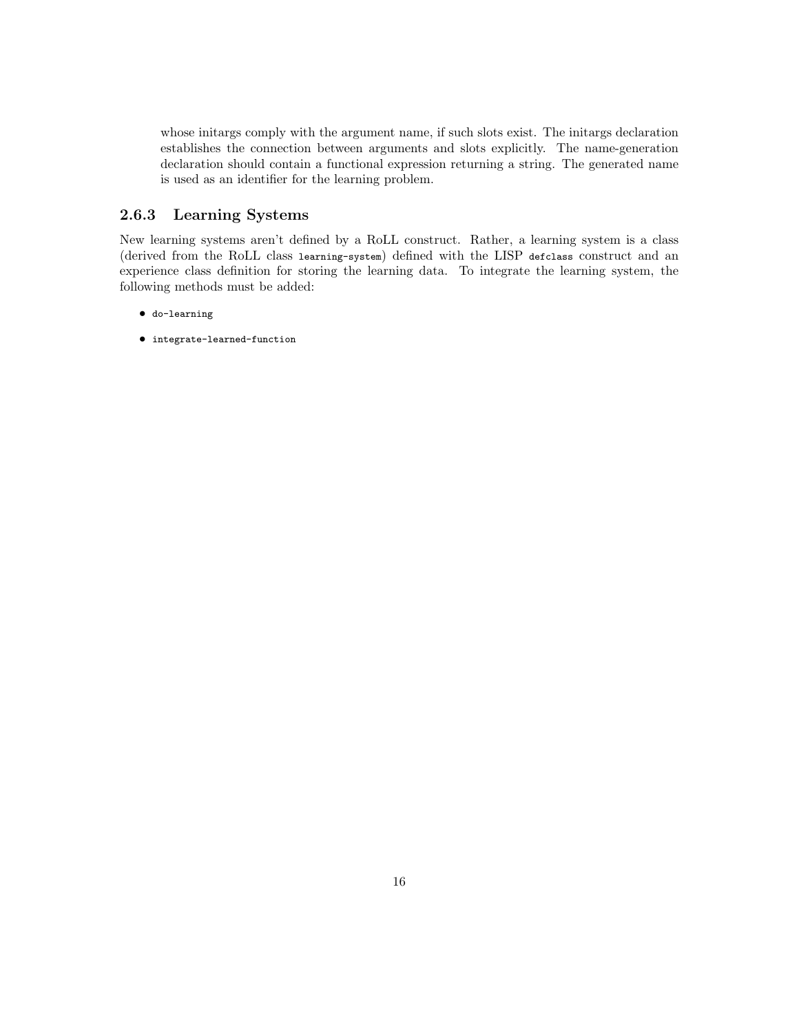whose initargs comply with the argument name, if such slots exist. The initargs declaration establishes the connection between arguments and slots explicitly. The name-generation declaration should contain a functional expression returning a string. The generated name is used as an identifier for the learning problem.

### 2.6.3 Learning Systems

New learning systems aren't defined by a RoLL construct. Rather, a learning system is a class (derived from the RoLL class `learning-system`) defined with the LISP `defclass` construct and an experience class definition for storing the learning data. To integrate the learning system, the following methods must be added:

- `do-learning`
- `integrate-learned-function`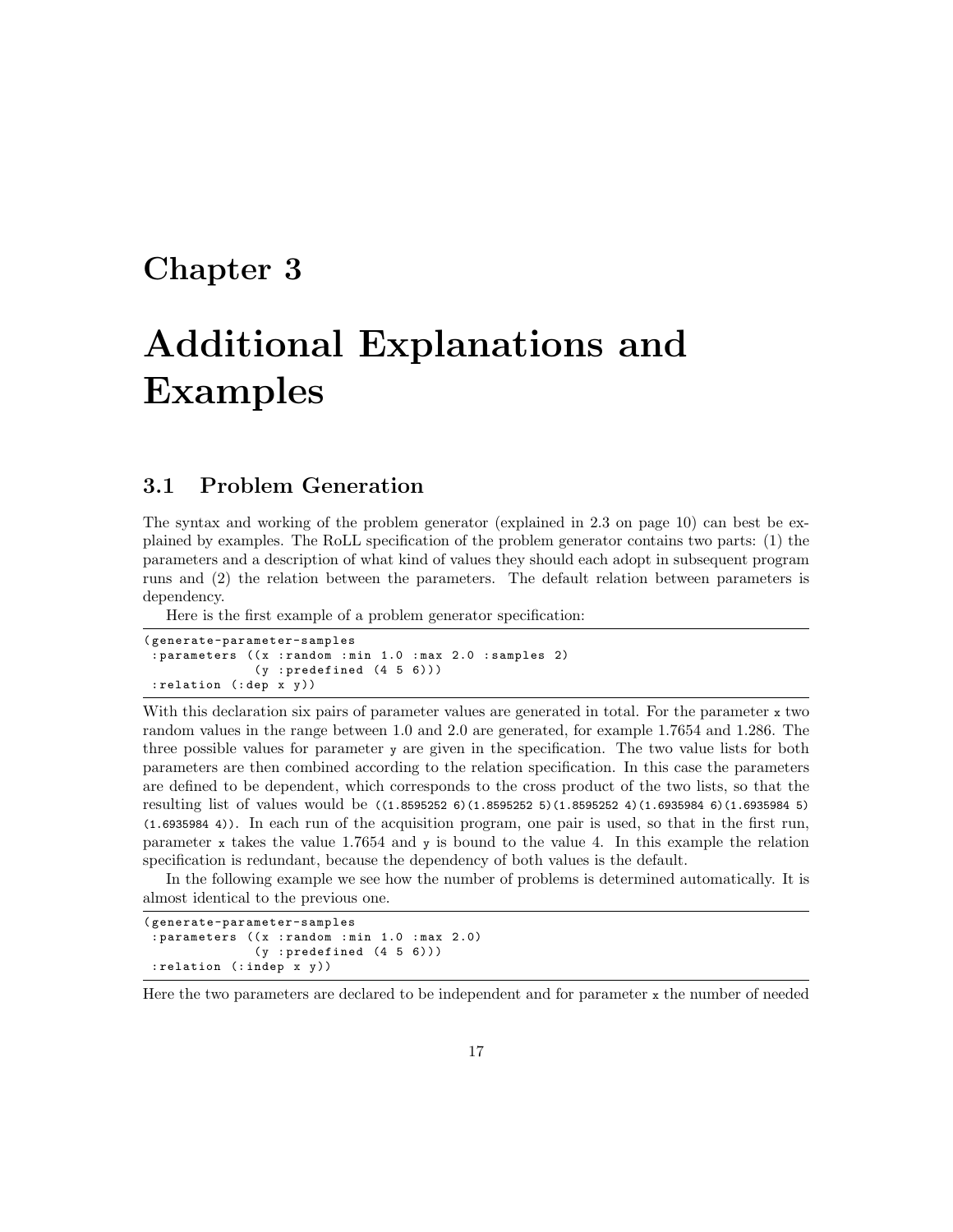# Chapter 3

# Additional Explanations and Examples

## 3.1 Problem Generation

The syntax and working of the problem generator (explained in 2.3 on page 10) can best be explained by examples. The RoLL specification of the problem generator contains two parts: (1) the parameters and a description of what kind of values they should each adopt in subsequent program runs and (2) the relation between the parameters. The default relation between parameters is dependency.

Here is the first example of a problem generator specification:

```
(generate-parameter-samples
 :parameters ((x :random :min 1.0 :max 2.0 :samples 2)
              (y :predefined (4 5 6)))
 :relation (:dep x y))
```

With this declaration six pairs of parameter values are generated in total. For the parameter `x` two random values in the range between 1.0 and 2.0 are generated, for example 1.7654 and 1.286. The three possible values for parameter `y` are given in the specification. The two value lists for both parameters are then combined according to the relation specification. In this case the parameters are defined to be dependent, which corresponds to the cross product of the two lists, so that the resulting list of values would be `((1.8595252 6)(1.8595252 5)(1.8595252 4)(1.6935984 6)(1.6935984 5)(1.6935984 4))`. In each run of the acquisition program, one pair is used, so that in the first run, parameter `x` takes the value 1.7654 and `y` is bound to the value 4. In this example the relation specification is redundant, because the dependency of both values is the default.

In the following example we see how the number of problems is determined automatically. It is almost identical to the previous one.

```
(generate-parameter-samples
 :parameters ((x :random :min 1.0 :max 2.0)
              (y :predefined (4 5 6)))
 :relation (:indep x y))
```

Here the two parameters are declared to be independent and for parameter `x` the number of needed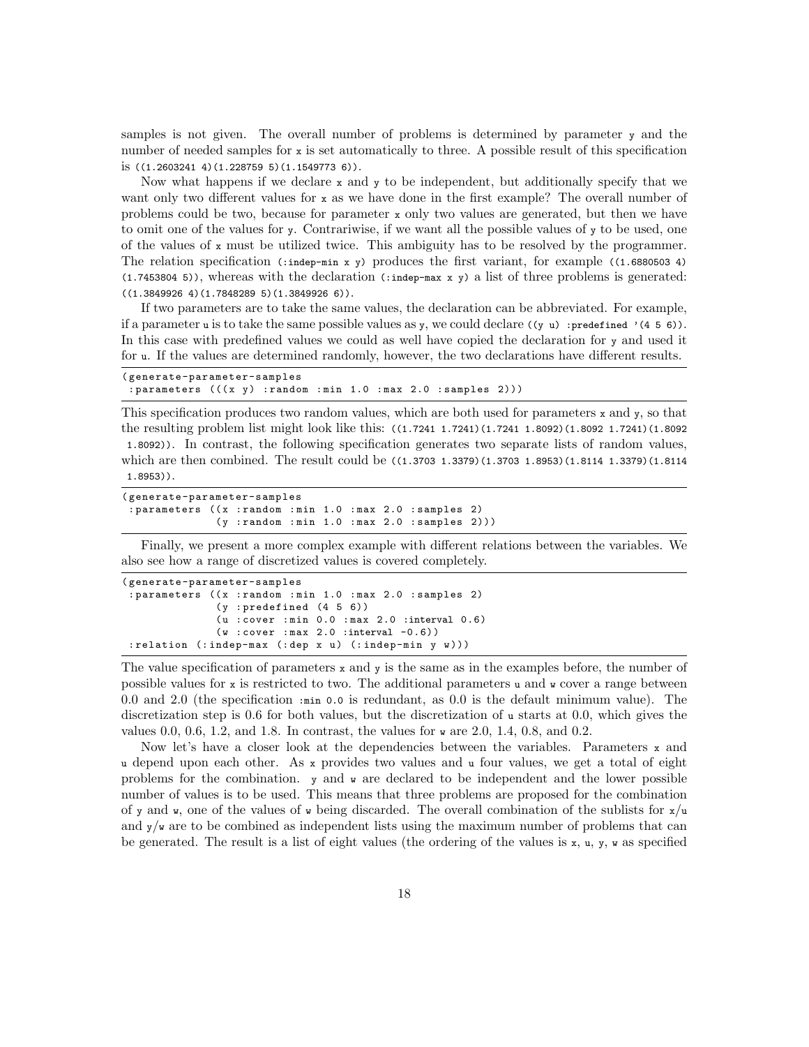samples is not given. The overall number of problems is determined by parameter `y` and the number of needed samples for `x` is set automatically to three. A possible result of this specification is `((1.2603241 4)(1.228759 5)(1.1549773 6))`.

Now what happens if we declare `x` and `y` to be independent, but additionally specify that we want only two different values for `x` as we have done in the first example? The overall number of problems could be two, because for parameter `x` only two values are generated, but then we have to omit one of the values for `y`. Contrariwise, if we want all the possible values of `y` to be used, one of the values of `x` must be utilized twice. This ambiguity has to be resolved by the programmer. The relation specification `(:indep-min x y)` produces the first variant, for example `((1.6880503 4) (1.7453804 5))`, whereas with the declaration `(:indep-max x y)` a list of three problems is generated: `((1.3849926 4)(1.7848289 5)(1.3849926 6))`.

If two parameters are to take the same values, the declaration can be abbreviated. For example, if a parameter `u` is to take the same possible values as `y`, we could declare `((y u) :predefined '(4 5 6))`. In this case with predefined values we could as well have copied the declaration for `y` and used it for `u`. If the values are determined randomly, however, the two declarations have different results.

```
(generate-parameter-samples
 :parameters (((x y) :random :min 1.0 :max 2.0 :samples 2)))
```

This specification produces two random values, which are both used for parameters `x` and `y`, so that the resulting problem list might look like this: `((1.7241 1.7241)(1.7241 1.8092)(1.8092 1.7241)(1.8092 1.8092))`. In contrast, the following specification generates two separate lists of random values, which are then combined. The result could be `((1.3703 1.3379)(1.3703 1.8953)(1.8114 1.3379)(1.8114 1.8953))`.

```
(generate-parameter-samples
 :parameters ((x :random :min 1.0 :max 2.0 :samples 2)
              (y :random :min 1.0 :max 2.0 :samples 2)))
```

Finally, we present a more complex example with different relations between the variables. We also see how a range of discretized values is covered completely.

```
(generate-parameter-samples
 :parameters ((x :random :min 1.0 :max 2.0 :samples 2)
              (y :predefined (4 5 6))
              (u :cover :min 0.0 :max 2.0 :interval 0.6)
              (w :cover :max 2.0 :interval -0.6))
 :relation (:indep-max (:dep x u) (:indep-min y w)))
```

The value specification of parameters `x` and `y` is the same as in the examples before, the number of possible values for `x` is restricted to two. The additional parameters `u` and `w` cover a range between 0.0 and 2.0 (the specification `:min 0.0` is redundant, as 0.0 is the default minimum value). The discretization step is 0.6 for both values, but the discretization of `u` starts at 0.0, which gives the values 0.0, 0.6, 1.2, and 1.8. In contrast, the values for `w` are 2.0, 1.4, 0.8, and 0.2.

Now let's have a closer look at the dependencies between the variables. Parameters `x` and `u` depend upon each other. As `x` provides two values and `u` four values, we get a total of eight problems for the combination. `y` and `w` are declared to be independent and the lower possible number of values is to be used. This means that three problems are proposed for the combination of `y` and `w`, one of the values of `w` being discarded. The overall combination of the sublists for `x`/`u` and `y`/`w` are to be combined as independent lists using the maximum number of problems that can be generated. The result is a list of eight values (the ordering of the values is `x`, `u`, `y`, `w` as specified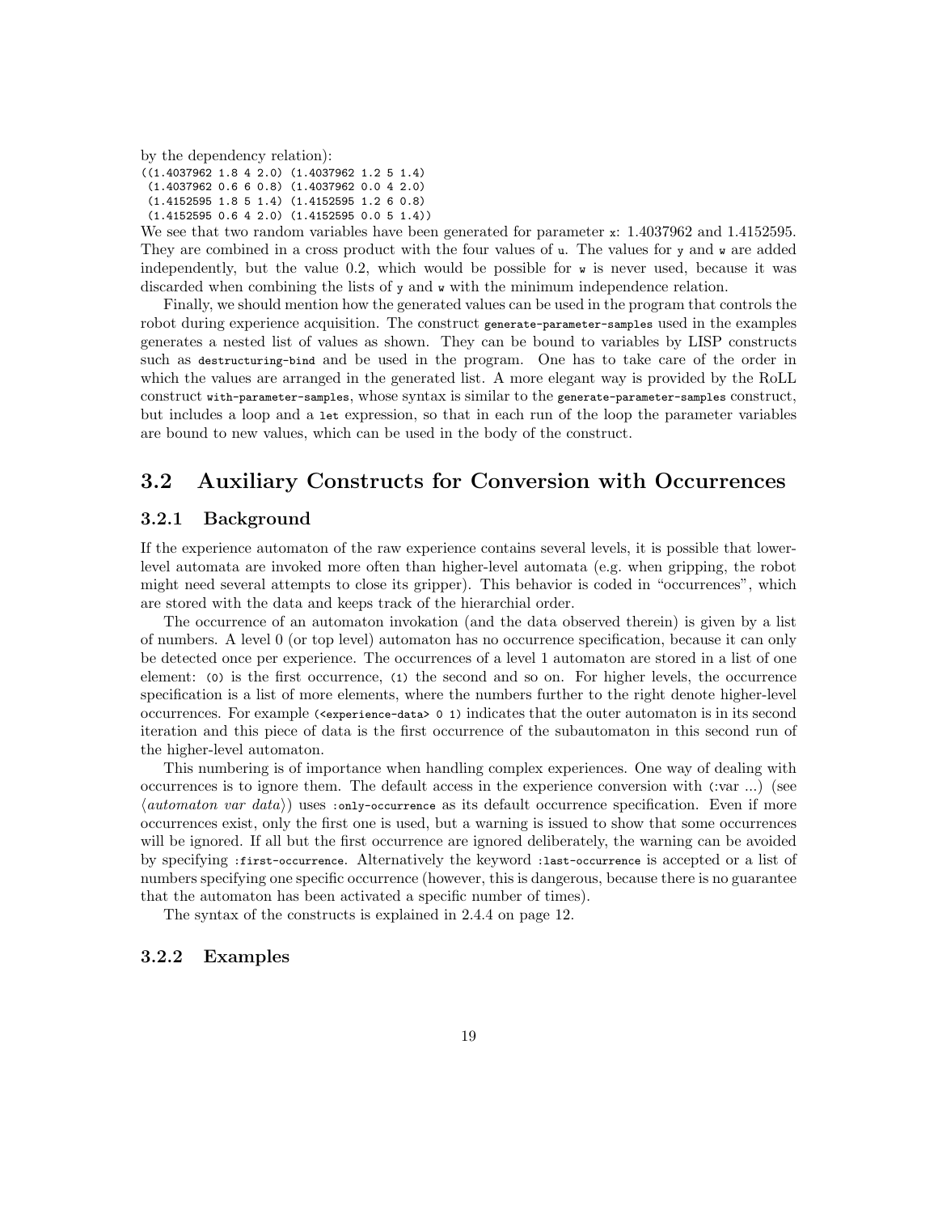by the dependency relation):

```
((1.4037962 1.8 4 2.0) (1.4037962 1.2 5 1.4)
 (1.4037962 0.6 6 0.8) (1.4037962 0.0 4 2.0)
 (1.4152595 1.8 5 1.4) (1.4152595 1.2 6 0.8)
 (1.4152595 0.6 4 2.0) (1.4152595 0.0 5 1.4))
```

We see that two random variables have been generated for parameter `x`: 1.4037962 and 1.4152595. They are combined in a cross product with the four values of `u`. The values for `y` and `w` are added independently, but the value 0.2, which would be possible for `w` is never used, because it was discarded when combining the lists of `y` and `w` with the minimum independence relation.

Finally, we should mention how the generated values can be used in the program that controls the robot during experience acquisition. The construct `generate-parameter-samples` used in the examples generates a nested list of values as shown. They can be bound to variables by LISP constructs such as `destructuring-bind` and be used in the program. One has to take care of the order in which the values are arranged in the generated list. A more elegant way is provided by the RoLL construct `with-parameter-samples`, whose syntax is similar to the `generate-parameter-samples` construct, but includes a loop and a `let` expression, so that in each run of the loop the parameter variables are bound to new values, which can be used in the body of the construct.

## 3.2 Auxiliary Constructs for Conversion with Occurrences

### 3.2.1 Background

If the experience automaton of the raw experience contains several levels, it is possible that lower-level automata are invoked more often than higher-level automata (e.g. when gripping, the robot might need several attempts to close its gripper). This behavior is coded in "occurrences", which are stored with the data and keeps track of the hierarchial order.

The occurrence of an automaton invokation (and the data observed therein) is given by a list of numbers. A level 0 (or top level) automaton has no occurrence specification, because it can only be detected once per experience. The occurrences of a level 1 automaton are stored in a list of one element: `(0)` is the first occurrence, `(1)` the second and so on. For higher levels, the occurrence specification is a list of more elements, where the numbers further to the right denote higher-level occurrences. For example `(<experience-data> 0 1)` indicates that the outer automaton is in its second iteration and this piece of data is the first occurrence of the subautomaton in this second run of the higher-level automaton.

This numbering is of importance when handling complex experiences. One way of dealing with occurrences is to ignore them. The default access in the experience conversion with `(:var ...)` (see ⟨*automaton var data*⟩) uses `:only-occurrence` as its default occurrence specification. Even if more occurrences exist, only the first one is used, but a warning is issued to show that some occurrences will be ignored. If all but the first occurrence are ignored deliberately, the warning can be avoided by specifying `:first-occurrence`. Alternatively the keyword `:last-occurrence` is accepted or a list of numbers specifying one specific occurrence (however, this is dangerous, because there is no guarantee that the automaton has been activated a specific number of times).

The syntax of the constructs is explained in 2.4.4 on page 12.

### 3.2.2 Examples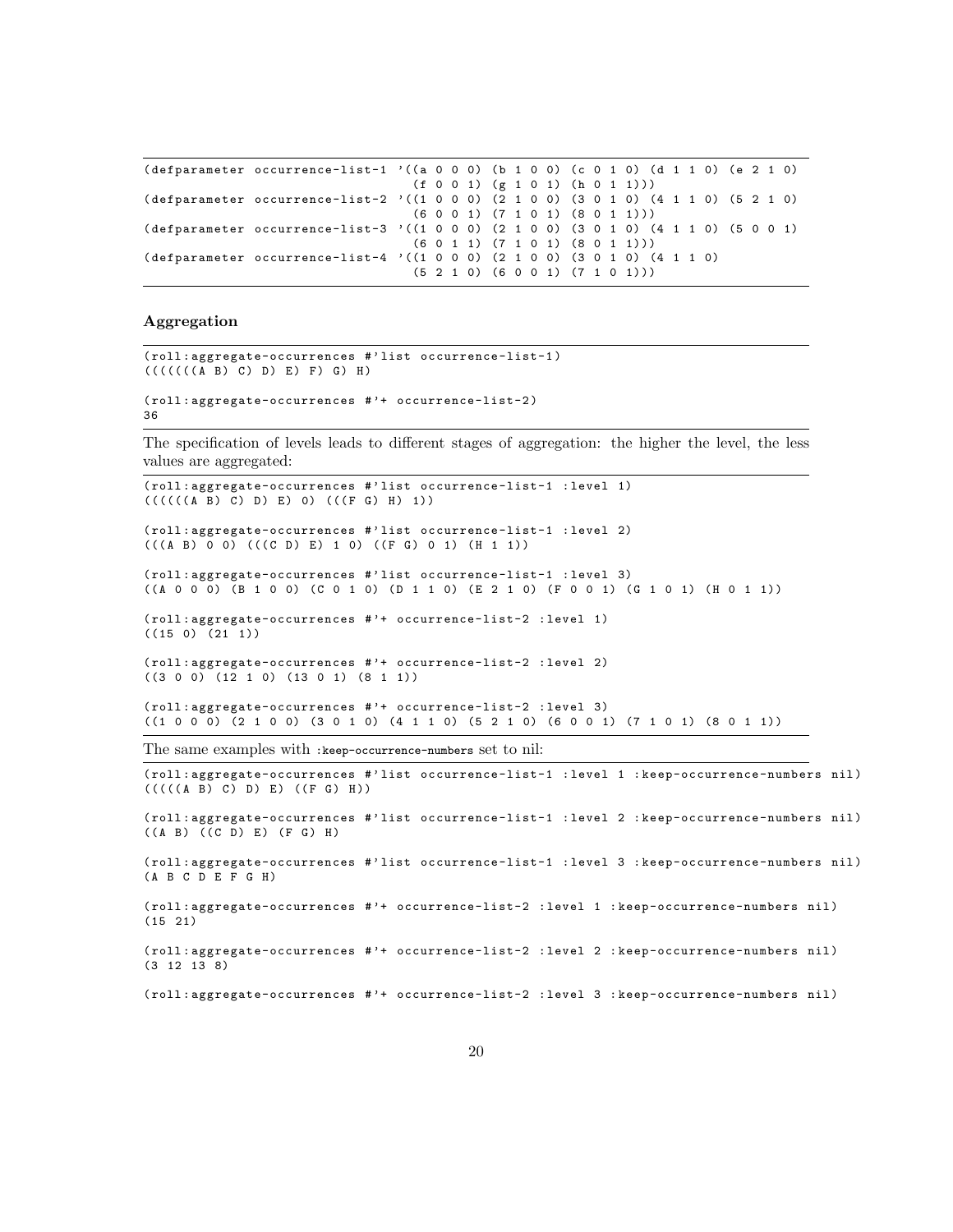```
(defparameter occurrence-list-1 '((a 0 0 0) (b 1 0 0) (c 0 1 0) (d 1 1 0) (e 2 1 0)
                                  (f 0 0 1) (g 1 0 1) (h 0 1 1)))
(defparameter occurrence-list-2 '((1 0 0 0) (2 1 0 0) (3 0 1 0) (4 1 1 0) (5 2 1 0)
                                  (6 0 0 1) (7 1 0 1) (8 0 1 1)))
(defparameter occurrence-list-3 '((1 0 0 0) (2 1 0 0) (3 0 1 0) (4 1 1 0) (5 0 0 1)
                                  (6 0 1 1) (7 1 0 1) (8 0 1 1)))
(defparameter occurrence-list-4 '((1 0 0 0) (2 1 0 0) (3 0 1 0) (4 1 1 0)
                                  (5 2 1 0) (6 0 0 1) (7 1 0 1)))
```

### Aggregation

```
(roll:aggregate-occurrences #'list occurrence-list-1)
(((((((A B) C) D) E) F) G) H)

(roll:aggregate-occurrences #'+ occurrence-list-2)
36
```

The specification of levels leads to different stages of aggregation: the higher the level, the less values are aggregated:

```
(roll:aggregate-occurrences #'list occurrence-list-1 :level 1)
((((((A B) C) D) E) 0) (((F G) H) 1))

(roll:aggregate-occurrences #'list occurrence-list-1 :level 2)
(((A B) 0 0) (((C D) E) 1 0) ((F G) 0 1) (H 1 1))

(roll:aggregate-occurrences #'list occurrence-list-1 :level 3)
((A 0 0 0) (B 1 0 0) (C 0 1 0) (D 1 1 0) (E 2 1 0) (F 0 0 1) (G 1 0 1) (H 0 1 1))

(roll:aggregate-occurrences #'+ occurrence-list-2 :level 1)
((15 0) (21 1))

(roll:aggregate-occurrences #'+ occurrence-list-2 :level 2)
((3 0 0) (12 1 0) (13 0 1) (8 1 1))

(roll:aggregate-occurrences #'+ occurrence-list-2 :level 3)
((1 0 0 0) (2 1 0 0) (3 0 1 0) (4 1 1 0) (5 2 1 0) (6 0 0 1) (7 1 0 1) (8 0 1 1))
```

The same examples with `:keep-occurrence-numbers` set to nil:

```
(roll:aggregate-occurrences #'list occurrence-list-1 :level 1 :keep-occurrence-numbers nil)
(((((A B) C) D) E) ((F G) H))

(roll:aggregate-occurrences #'list occurrence-list-1 :level 2 :keep-occurrence-numbers nil)
((A B) ((C D) E) (F G) H)

(roll:aggregate-occurrences #'list occurrence-list-1 :level 3 :keep-occurrence-numbers nil)
(A B C D E F G H)

(roll:aggregate-occurrences #'+ occurrence-list-2 :level 1 :keep-occurrence-numbers nil)
(15 21)

(roll:aggregate-occurrences #'+ occurrence-list-2 :level 2 :keep-occurrence-numbers nil)
(3 12 13 8)

(roll:aggregate-occurrences #'+ occurrence-list-2 :level 3 :keep-occurrence-numbers nil)
```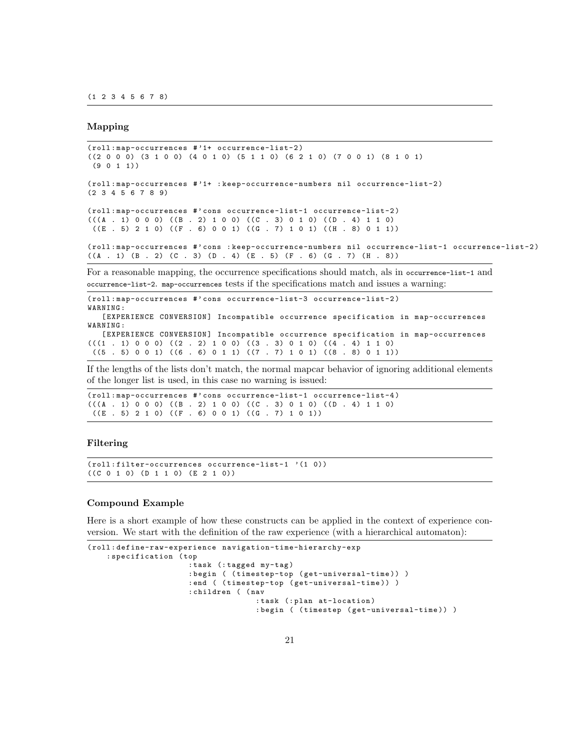```
(1 2 3 4 5 6 7 8)
```

### Mapping

```
(roll:map-occurrences #'1+ occurrence-list-2)
((2 0 0 0) (3 1 0 0) (4 0 1 0) (5 1 1 0) (6 2 1 0) (7 0 0 1) (8 1 0 1)
 (9 0 1 1))

(roll:map-occurrences #'1+ :keep-occurrence-numbers nil occurrence-list-2)
(2 3 4 5 6 7 8 9)

(roll:map-occurrences #'cons occurrence-list-1 occurrence-list-2)
(((A . 1) 0 0 0) ((B . 2) 1 0 0) ((C . 3) 0 1 0) ((D . 4) 1 1 0)
 ((E . 5) 2 1 0) ((F . 6) 0 0 1) ((G . 7) 1 0 1) ((H . 8) 0 1 1))

(roll:map-occurrences #'cons :keep-occurrence-numbers nil occurrence-list-1 occurrence-list-2)
((A . 1) (B . 2) (C . 3) (D . 4) (E . 5) (F . 6) (G . 7) (H . 8))
```

For a reasonable mapping, the occurrence specifications should match, als in `occurrence-list-1` and `occurrence-list-2`. `map-occurrences` tests if the specifications match and issues a warning:

```
(roll:map-occurrences #'cons occurrence-list-3 occurrence-list-2)
WARNING:
   [EXPERIENCE CONVERSION] Incompatible occurrence specification in map-occurrences
WARNING:
   [EXPERIENCE CONVERSION] Incompatible occurrence specification in map-occurrences
(((1 . 1) 0 0 0) ((2 . 2) 1 0 0) ((3 . 3) 0 1 0) ((4 . 4) 1 1 0)
 ((5 . 5) 0 0 1) ((6 . 6) 0 1 1) ((7 . 7) 1 0 1) ((8 . 8) 0 1 1))
```

If the lengths of the lists don't match, the normal mapcar behavior of ignoring additional elements of the longer list is used, in this case no warning is issued:

```
(roll:map-occurrences #'cons occurrence-list-1 occurrence-list-4)
(((A . 1) 0 0 0) ((B . 2) 1 0 0) ((C . 3) 0 1 0) ((D . 4) 1 1 0)
 ((E . 5) 2 1 0) ((F . 6) 0 0 1) ((G . 7) 1 0 1))
```

### Filtering

```
(roll:filter-occurrences occurrence-list-1 '(1 0))
((C 0 1 0) (D 1 1 0) (E 2 1 0))
```

### Compound Example

Here is a short example of how these constructs can be applied in the context of experience conversion. We start with the definition of the raw experience (with a hierarchical automaton):

```
(roll:define-raw-experience navigation-time-hierarchy-exp
    :specification (top
                    :task (:tagged my-tag)
                    :begin ( (timestep-top (get-universal-time)) )
                    :end ( (timestep-top (get-universal-time)) )
                    :children ( (nav
                                 :task (:plan at-location)
                                 :begin ( (timestep (get-universal-time)) )
```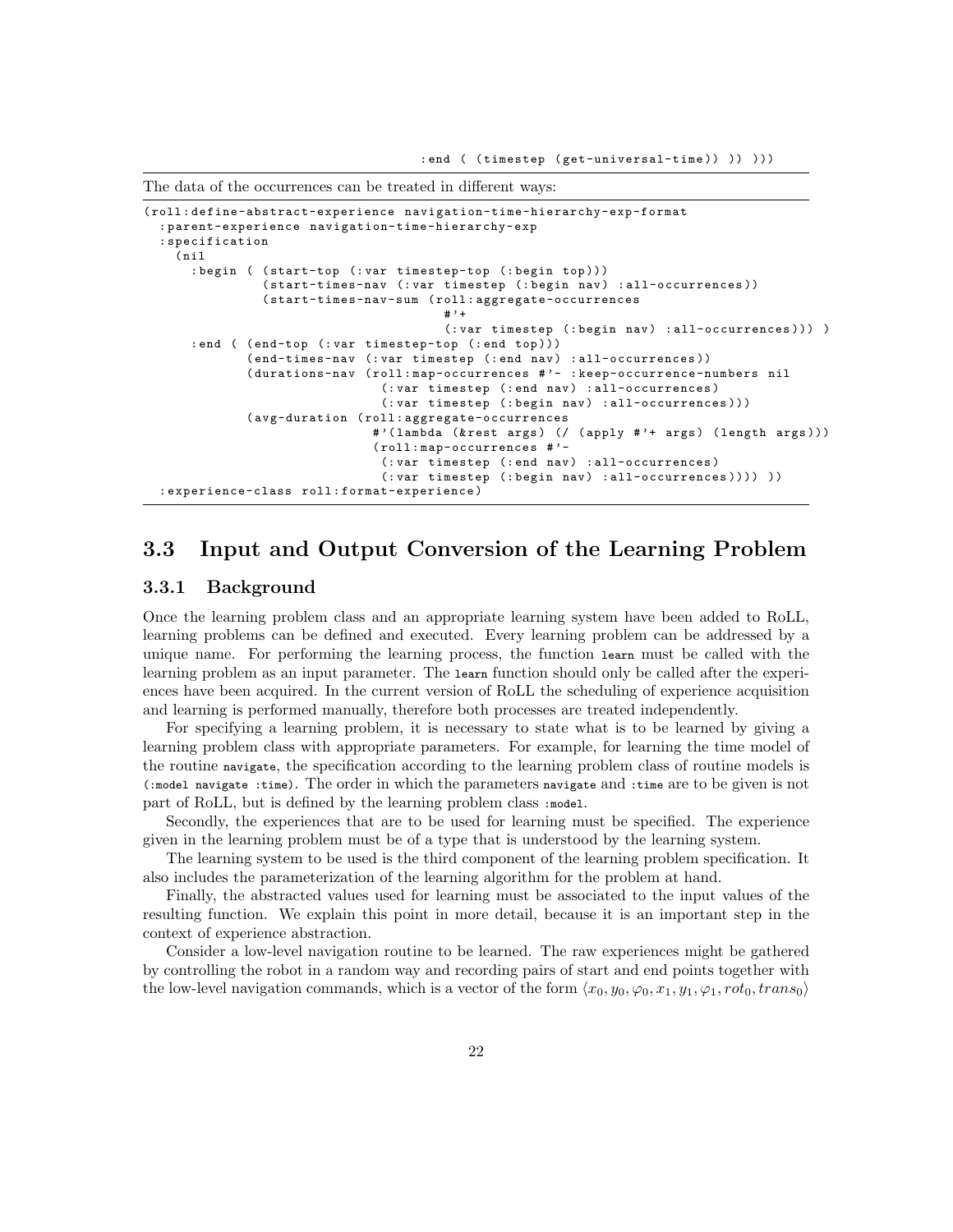```
                               :end ( (timestep (get-universal-time)) ) )))
```

The data of the occurrences can be treated in different ways:

```
(roll:define-abstract-experience navigation-time-hierarchy-exp-format
  :parent-experience navigation-time-hierarchy-exp
  :specification
    (nil
      :begin ( (start-top (:var timestep-top (:begin top)))
               (start-times-nav (:var timestep (:begin nav) :all-occurrences))
               (start-times-nav-sum (roll:aggregate-occurrences
                                       #'+
                                       (:var timestep (:begin nav) :all-occurrences))) )
      :end ( (end-top (:var timestep-top (:end top)))
             (end-times-nav (:var timestep (:end nav) :all-occurrences))
             (durations-nav (roll:map-occurrences #'- :keep-occurrence-numbers nil
                              (:var timestep (:end nav) :all-occurrences)
                              (:var timestep (:begin nav) :all-occurrences)))
             (avg-duration (roll:aggregate-occurrences
                             #'(lambda (&rest args) (/ (apply #'+ args) (length args)))
                             (roll:map-occurrences #'-
                              (:var timestep (:end nav) :all-occurrences)
                              (:var timestep (:begin nav) :all-occurrences)))) ))
  :experience-class roll:format-experience)
```

## 3.3 Input and Output Conversion of the Learning Problem

### 3.3.1 Background

Once the learning problem class and an appropriate learning system have been added to RoLL, learning problems can be defined and executed. Every learning problem can be addressed by a unique name. For performing the learning process, the function `learn` must be called with the learning problem as an input parameter. The `learn` function should only be called after the experiences have been acquired. In the current version of RoLL the scheduling of experience acquisition and learning is performed manually, therefore both processes are treated independently.

For specifying a learning problem, it is necessary to state what is to be learned by giving a learning problem class with appropriate parameters. For example, for learning the time model of the routine `navigate`, the specification according to the learning problem class of routine models is `(:model navigate :time)`. The order in which the parameters `navigate` and `:time` are to be given is not part of RoLL, but is defined by the learning problem class `:model`.

Secondly, the experiences that are to be used for learning must be specified. The experience given in the learning problem must be of a type that is understood by the learning system.

The learning system to be used is the third component of the learning problem specification. It also includes the parameterization of the learning algorithm for the problem at hand.

Finally, the abstracted values used for learning must be associated to the input values of the resulting function. We explain this point in more detail, because it is an important step in the context of experience abstraction.

Consider a low-level navigation routine to be learned. The raw experiences might be gathered by controlling the robot in a random way and recording pairs of start and end points together with the low-level navigation commands, which is a vector of the form $\langle x_0, y_0, \varphi_0, x_1, y_1, \varphi_1, rot_0, trans_0 \rangle$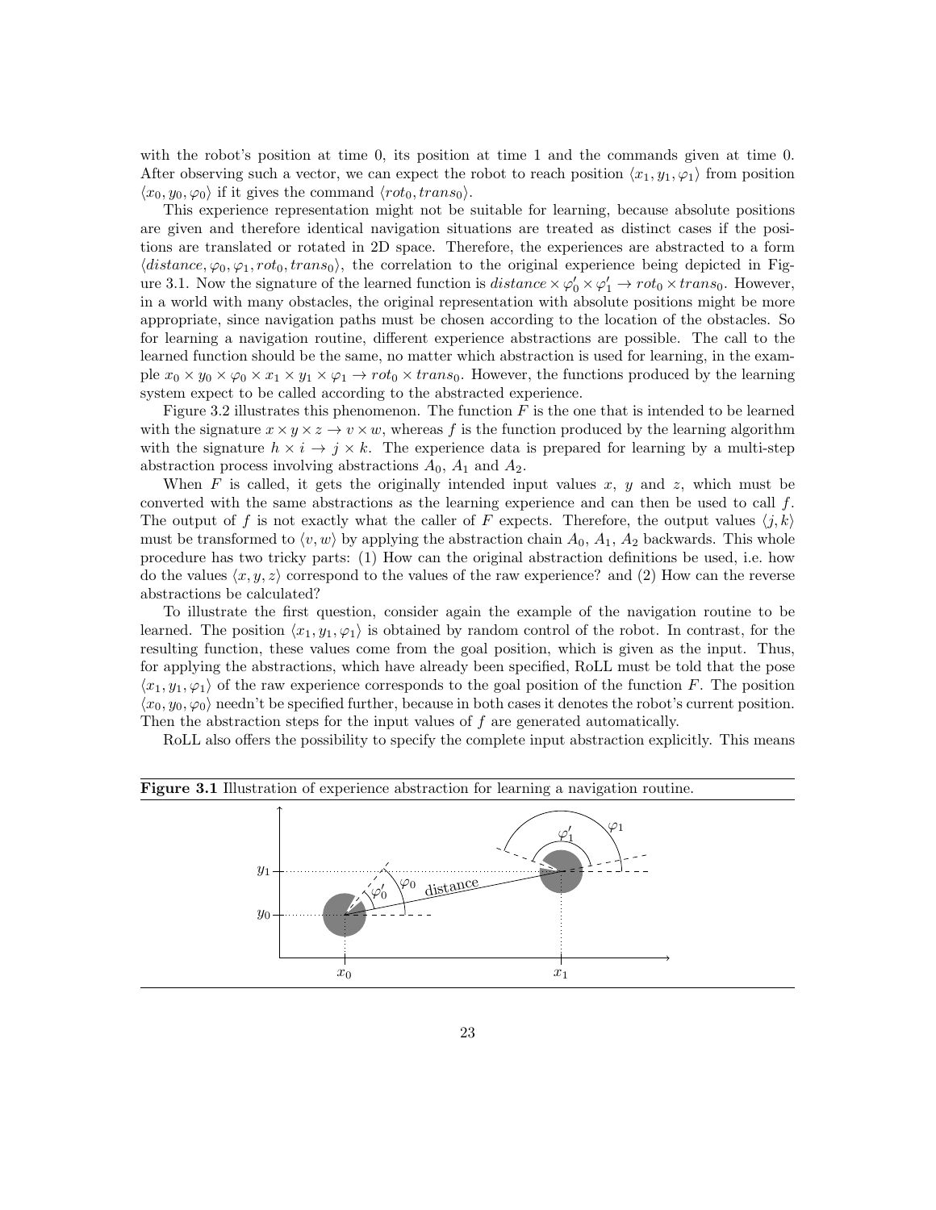with the robot's position at time 0, its position at time 1 and the commands given at time 0. After observing such a vector, we can expect the robot to reach position $\langle x_1, y_1, \varphi_1 \rangle$ from position $\langle x_0, y_0, \varphi_0 \rangle$ if it gives the command $\langle rot_0, trans_0 \rangle$.

This experience representation might not be suitable for learning, because absolute positions are given and therefore identical navigation situations are treated as distinct cases if the positions are translated or rotated in 2D space. Therefore, the experiences are abstracted to a form $\langle distance, \varphi_0, \varphi_1, rot_0, trans_0 \rangle$, the correlation to the original experience being depicted in Figure 3.1. Now the signature of the learned function is $distance \times \varphi'_0 \times \varphi'_1 \rightarrow rot_0 \times trans_0$. However, in a world with many obstacles, the original representation with absolute positions might be more appropriate, since navigation paths must be chosen according to the location of the obstacles. So for learning a navigation routine, different experience abstractions are possible. The call to the learned function should be the same, no matter which abstraction is used for learning, in the example $x_0 \times y_0 \times \varphi_0 \times x_1 \times y_1 \times \varphi_1 \rightarrow rot_0 \times trans_0$. However, the functions produced by the learning system expect to be called according to the abstracted experience.

Figure 3.2 illustrates this phenomenon. The function $F$ is the one that is intended to be learned with the signature $x \times y \times z \rightarrow v \times w$, whereas $f$ is the function produced by the learning algorithm with the signature $h \times i \rightarrow j \times k$. The experience data is prepared for learning by a multi-step abstraction process involving abstractions $A_0$, $A_1$ and $A_2$.

When $F$ is called, it gets the originally intended input values $x$, $y$ and $z$, which must be converted with the same abstractions as the learning experience and can then be used to call $f$. The output of $f$ is not exactly what the caller of $F$ expects. Therefore, the output values $\langle j, k \rangle$ must be transformed to $\langle v, w \rangle$ by applying the abstraction chain $A_0$, $A_1$, $A_2$ backwards. This whole procedure has two tricky parts: (1) How can the original abstraction definitions be used, i.e. how do the values $\langle x, y, z \rangle$ correspond to the values of the raw experience? and (2) How can the reverse abstractions be calculated?

To illustrate the first question, consider again the example of the navigation routine to be learned. The position $\langle x_1, y_1, \varphi_1 \rangle$ is obtained by random control of the robot. In contrast, for the resulting function, these values come from the goal position, which is given as the input. Thus, for applying the abstractions, which have already been specified, RoLL must be told that the pose $\langle x_1, y_1, \varphi_1 \rangle$ of the raw experience corresponds to the goal position of the function $F$. The position $\langle x_0, y_0, \varphi_0 \rangle$ needn't be specified further, because in both cases it denotes the robot's current position. Then the abstraction steps for the input values of $f$ are generated automatically.

RoLL also offers the possibility to specify the complete input abstraction explicitly. This means

**Figure 3.1** Illustration of experience abstraction for learning a navigation routine.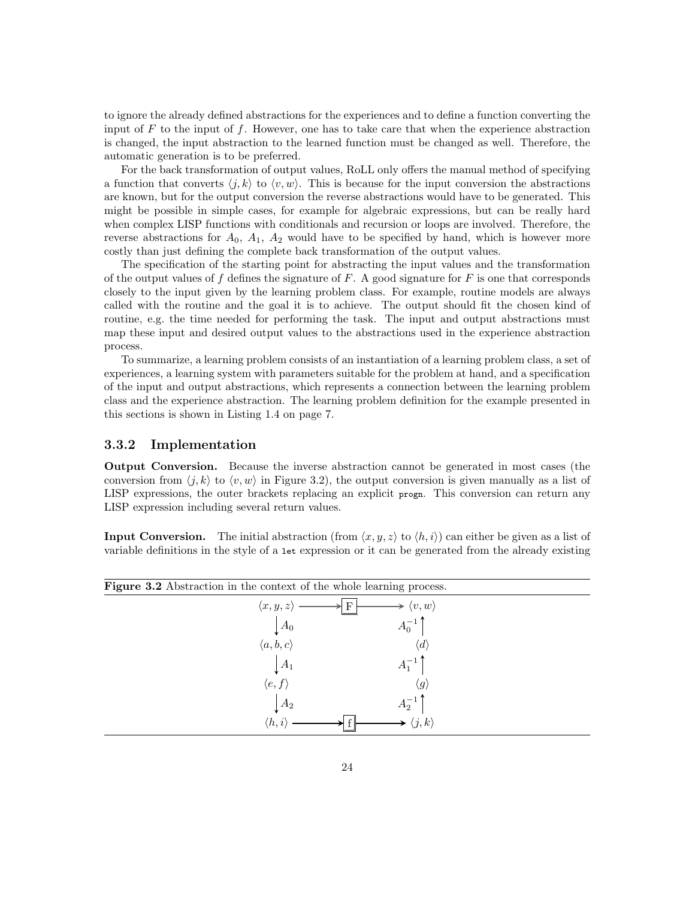to ignore the already defined abstractions for the experiences and to define a function converting the input of $F$ to the input of $f$. However, one has to take care that when the experience abstraction is changed, the input abstraction to the learned function must be changed as well. Therefore, the automatic generation is to be preferred.

For the back transformation of output values, RoLL only offers the manual method of specifying a function that converts $\langle j, k\rangle$ to $\langle v, w\rangle$. This is because for the input conversion the abstractions are known, but for the output conversion the reverse abstractions would have to be generated. This might be possible in simple cases, for example for algebraic expressions, but can be really hard when complex LISP functions with conditionals and recursion or loops are involved. Therefore, the reverse abstractions for $A_0$, $A_1$, $A_2$ would have to be specified by hand, which is however more costly than just defining the complete back transformation of the output values.

The specification of the starting point for abstracting the input values and the transformation of the output values of $f$ defines the signature of $F$. A good signature for $F$ is one that corresponds closely to the input given by the learning problem class. For example, routine models are always called with the routine and the goal it is to achieve. The output should fit the chosen kind of routine, e.g. the time needed for performing the task. The input and output abstractions must map these input and desired output values to the abstractions used in the experience abstraction process.

To summarize, a learning problem consists of an instantiation of a learning problem class, a set of experiences, a learning system with parameters suitable for the problem at hand, and a specification of the input and output abstractions, which represents a connection between the learning problem class and the experience abstraction. The learning problem definition for the example presented in this sections is shown in Listing 1.4 on page 7.

### 3.3.2 Implementation

**Output Conversion.** Because the inverse abstraction cannot be generated in most cases (the conversion from $\langle j, k\rangle$ to $\langle v, w\rangle$ in Figure 3.2), the output conversion is given manually as a list of LISP expressions, the outer brackets replacing an explicit `progn`. This conversion can return any LISP expression including several return values.

**Input Conversion.** The initial abstraction (from $\langle x, y, z\rangle$ to $\langle h, i\rangle$) can either be given as a list of variable definitions in the style of a `let` expression or it can be generated from the already existing

**Figure 3.2** Abstraction in the context of the whole learning process.

$$
\begin{array}{ccc}
\langle x, y, z\rangle & \xrightarrow{\quad} \boxed{F} \xrightarrow{\quad} & \langle v, w\rangle \\
\downarrow A_0 & & \uparrow A_0^{-1} \\
\langle a, b, c\rangle & & \langle d\rangle \\
\downarrow A_1 & & \uparrow A_1^{-1} \\
\langle e, f\rangle & & \langle g\rangle \\
\downarrow A_2 & & \uparrow A_2^{-1} \\
\langle h, i\rangle & \xrightarrow{\quad} \boxed{f} \xrightarrow{\quad} & \langle j, k\rangle
\end{array}
$$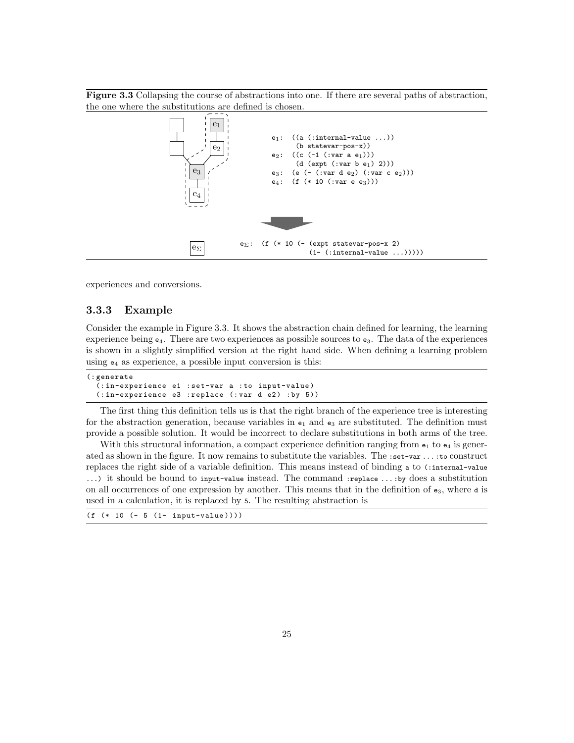**Figure 3.3** Collapsing the course of abstractions into one. If there are several paths of abstraction, the one where the substitutions are defined is chosen.

```
e1:  ((a (:internal-value ...))
      (b statevar-pos-x))
e2:  ((c (-1 (:var a e1)))
      (d (expt (:var b e1) 2)))
e3:  (e (- (:var d e2) (:var c e2)))
e4:  (f (* 10 (:var e e3)))
```

```
eΣ:  (f (* 10 (- (expt statevar-pos-x 2)
                (1- (:internal-value ...)))))
```

experiences and conversions.

### 3.3.3 Example

Consider the example in Figure 3.3. It shows the abstraction chain defined for learning, the learning experience being $e_4$. There are two experiences as possible sources to $e_3$. The data of the experiences is shown in a slightly simplified version at the right hand side. When defining a learning problem using $e_4$ as experience, a possible input conversion is this:

```
(:generate
  (:in-experience e1 :set-var a :to input-value)
  (:in-experience e3 :replace (:var d e2) :by 5))
```

The first thing this definition tells us is that the right branch of the experience tree is interesting for the abstraction generation, because variables in $e_1$ and $e_3$ are substituted. The definition must provide a possible solution. It would be incorrect to declare substitutions in both arms of the tree.

With this structural information, a compact experience definition ranging from $e_1$ to $e_4$ is generated as shown in the figure. It now remains to substitute the variables. The `:set-var` ... `:to` construct replaces the right side of a variable definition. This means instead of binding `a` to `(:internal-value ...)` it should be bound to `input-value` instead. The command `:replace` ... `:by` does a substitution on all occurrences of one expression by another. This means that in the definition of $e_3$, where `d` is used in a calculation, it is replaced by `5`. The resulting abstraction is

```
(f (* 10 (- 5 (1- input-value))))
```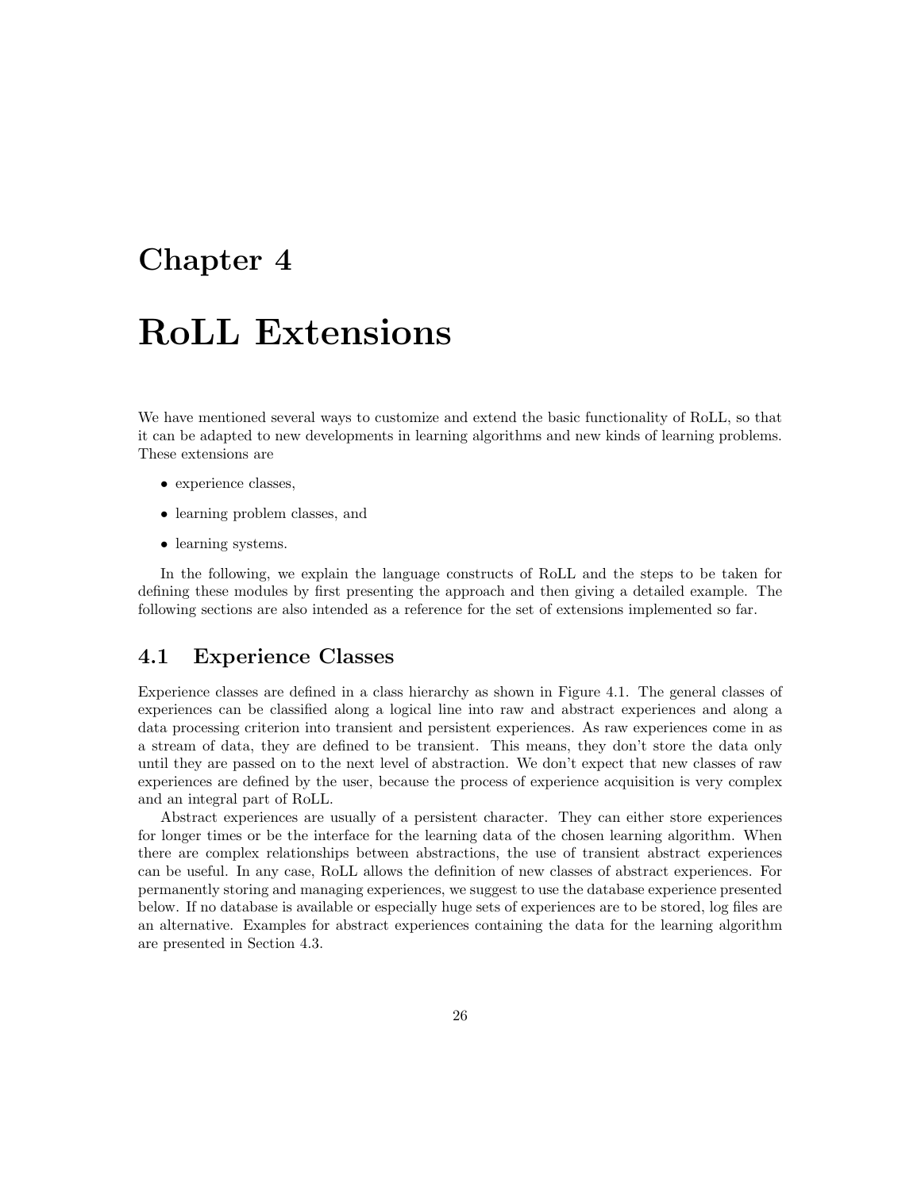# Chapter 4

# RoLL Extensions

We have mentioned several ways to customize and extend the basic functionality of RoLL, so that it can be adapted to new developments in learning algorithms and new kinds of learning problems. These extensions are

- experience classes,
- learning problem classes, and
- learning systems.

In the following, we explain the language constructs of RoLL and the steps to be taken for defining these modules by first presenting the approach and then giving a detailed example. The following sections are also intended as a reference for the set of extensions implemented so far.

## 4.1 Experience Classes

Experience classes are defined in a class hierarchy as shown in Figure 4.1. The general classes of experiences can be classified along a logical line into raw and abstract experiences and along a data processing criterion into transient and persistent experiences. As raw experiences come in as a stream of data, they are defined to be transient. This means, they don't store the data only until they are passed on to the next level of abstraction. We don't expect that new classes of raw experiences are defined by the user, because the process of experience acquisition is very complex and an integral part of RoLL.

Abstract experiences are usually of a persistent character. They can either store experiences for longer times or be the interface for the learning data of the chosen learning algorithm. When there are complex relationships between abstractions, the use of transient abstract experiences can be useful. In any case, RoLL allows the definition of new classes of abstract experiences. For permanently storing and managing experiences, we suggest to use the database experience presented below. If no database is available or especially huge sets of experiences are to be stored, log files are an alternative. Examples for abstract experiences containing the data for the learning algorithm are presented in Section 4.3.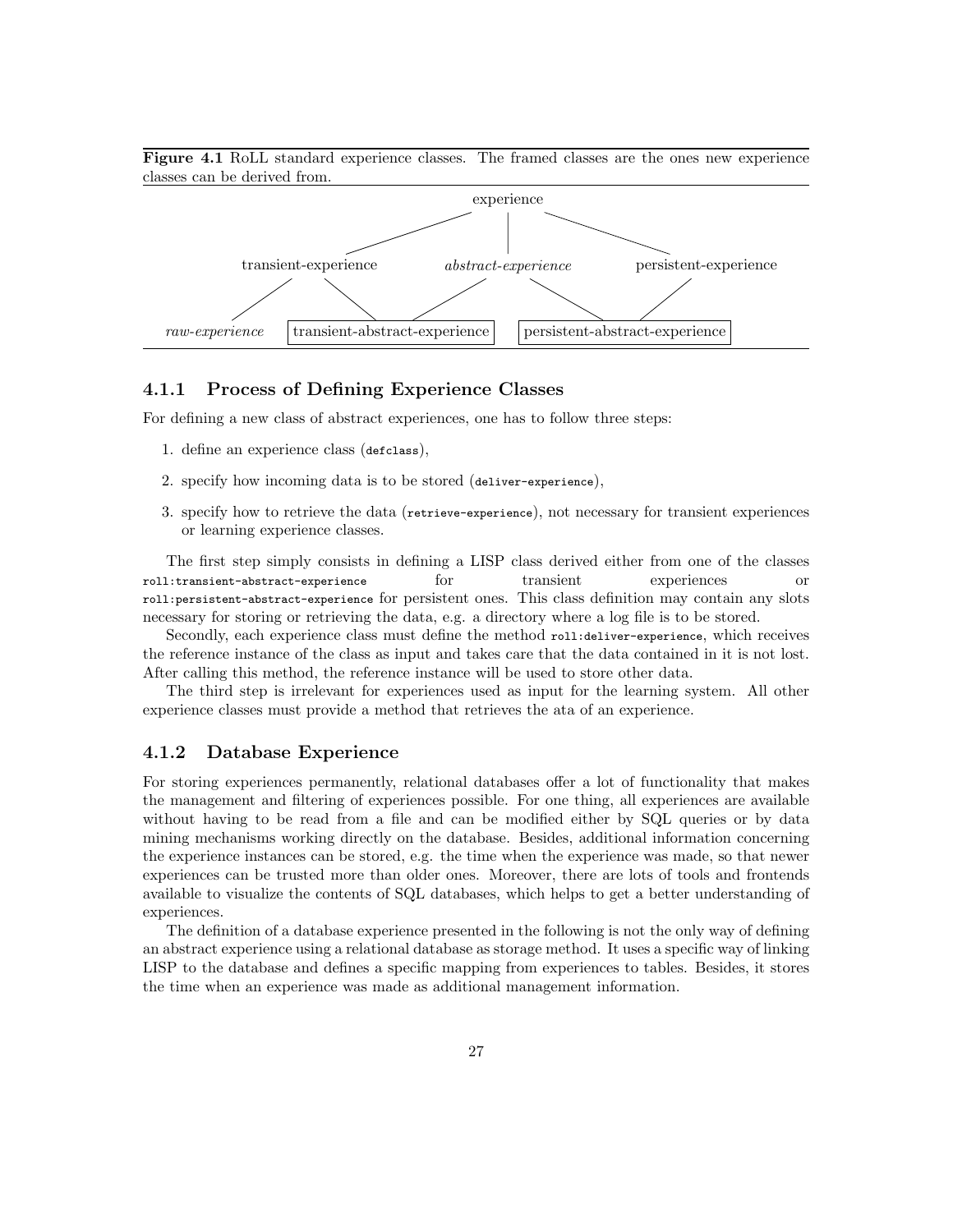**Figure 4.1** RoLL standard experience classes. The framed classes are the ones new experience classes can be derived from.

```
                              experience
                 /                |                \
   transient-experience    abstract-experience    persistent-experience
      /          \            /          \              /
raw-experience  [transient-abstract-experience]  [persistent-abstract-experience]
```

### 4.1.1 Process of Defining Experience Classes

For defining a new class of abstract experiences, one has to follow three steps:

1. define an experience class (`defclass`),
2. specify how incoming data is to be stored (`deliver-experience`),
3. specify how to retrieve the data (`retrieve-experience`), not necessary for transient experiences or learning experience classes.

The first step simply consists in defining a LISP class derived either from one of the classes `roll:transient-abstract-experience` for transient experiences or `roll:persistent-abstract-experience` for persistent ones. This class definition may contain any slots necessary for storing or retrieving the data, e.g. a directory where a log file is to be stored.

Secondly, each experience class must define the method `roll:deliver-experience`, which receives the reference instance of the class as input and takes care that the data contained in it is not lost. After calling this method, the reference instance will be used to store other data.

The third step is irrelevant for experiences used as input for the learning system. All other experience classes must provide a method that retrieves the ata of an experience.

### 4.1.2 Database Experience

For storing experiences permanently, relational databases offer a lot of functionality that makes the management and filtering of experiences possible. For one thing, all experiences are available without having to be read from a file and can be modified either by SQL queries or by data mining mechanisms working directly on the database. Besides, additional information concerning the experience instances can be stored, e.g. the time when the experience was made, so that newer experiences can be trusted more than older ones. Moreover, there are lots of tools and frontends available to visualize the contents of SQL databases, which helps to get a better understanding of experiences.

The definition of a database experience presented in the following is not the only way of defining an abstract experience using a relational database as storage method. It uses a specific way of linking LISP to the database and defines a specific mapping from experiences to tables. Besides, it stores the time when an experience was made as additional management information.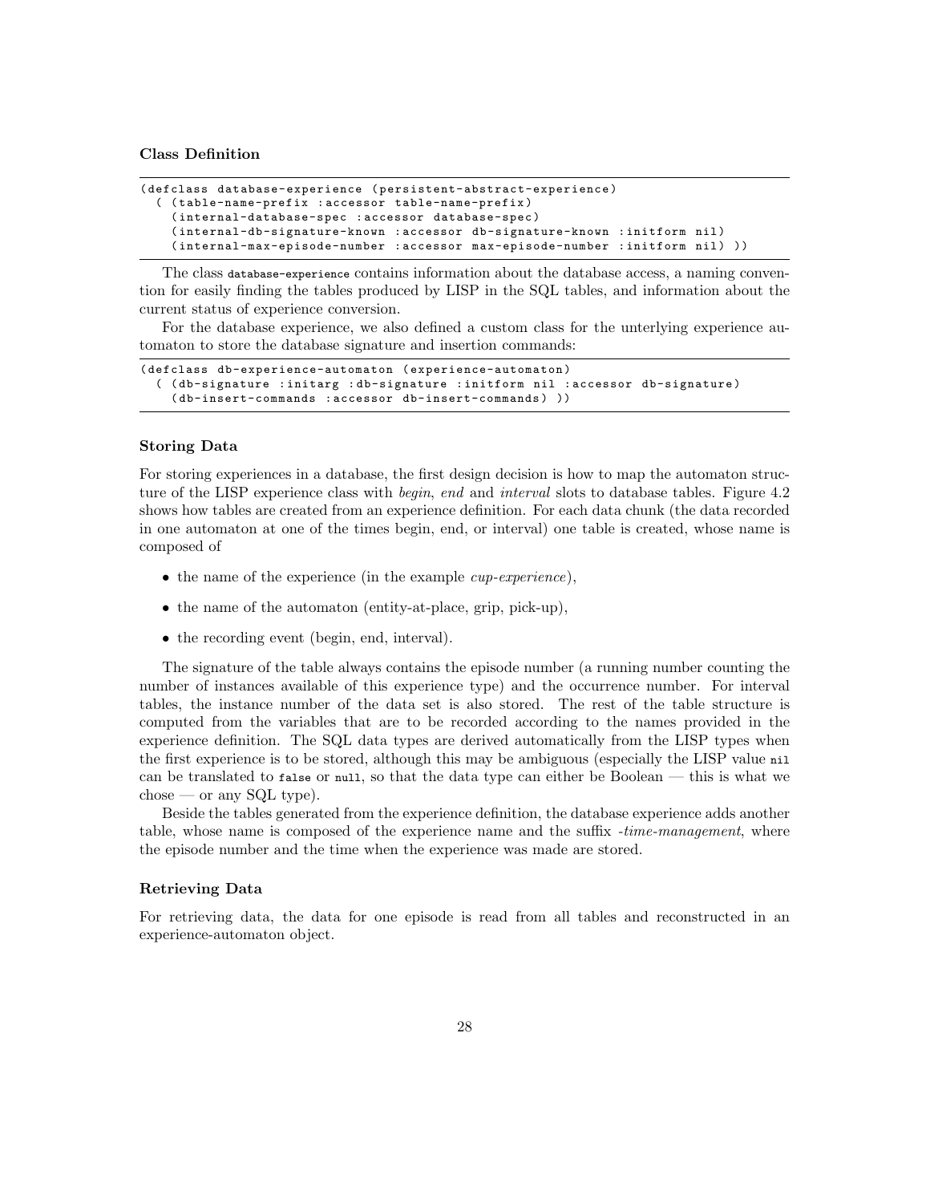### Class Definition

```
(defclass database-experience (persistent-abstract-experience)
  ( (table-name-prefix :accessor table-name-prefix)
    (internal-database-spec :accessor database-spec)
    (internal-db-signature-known :accessor db-signature-known :initform nil)
    (internal-max-episode-number :accessor max-episode-number :initform nil) ))
```

The class `database-experience` contains information about the database access, a naming convention for easily finding the tables produced by LISP in the SQL tables, and information about the current status of experience conversion.

For the database experience, we also defined a custom class for the unterlying experience automaton to store the database signature and insertion commands:

```
(defclass db-experience-automaton (experience-automaton)
  ( (db-signature :initarg :db-signature :initform nil :accessor db-signature)
    (db-insert-commands :accessor db-insert-commands) ))
```

### Storing Data

For storing experiences in a database, the first design decision is how to map the automaton structure of the LISP experience class with *begin*, *end* and *interval* slots to database tables. Figure 4.2 shows how tables are created from an experience definition. For each data chunk (the data recorded in one automaton at one of the times begin, end, or interval) one table is created, whose name is composed of

- the name of the experience (in the example *cup-experience*),
- the name of the automaton (entity-at-place, grip, pick-up),
- the recording event (begin, end, interval).

The signature of the table always contains the episode number (a running number counting the number of instances available of this experience type) and the occurrence number. For interval tables, the instance number of the data set is also stored. The rest of the table structure is computed from the variables that are to be recorded according to the names provided in the experience definition. The SQL data types are derived automatically from the LISP types when the first experience is to be stored, although this may be ambiguous (especially the LISP value `nil` can be translated to `false` or `null`, so that the data type can either be Boolean — this is what we chose — or any SQL type).

Beside the tables generated from the experience definition, the database experience adds another table, whose name is composed of the experience name and the suffix *-time-management*, where the episode number and the time when the experience was made are stored.

### Retrieving Data

For retrieving data, the data for one episode is read from all tables and reconstructed in an experience-automaton object.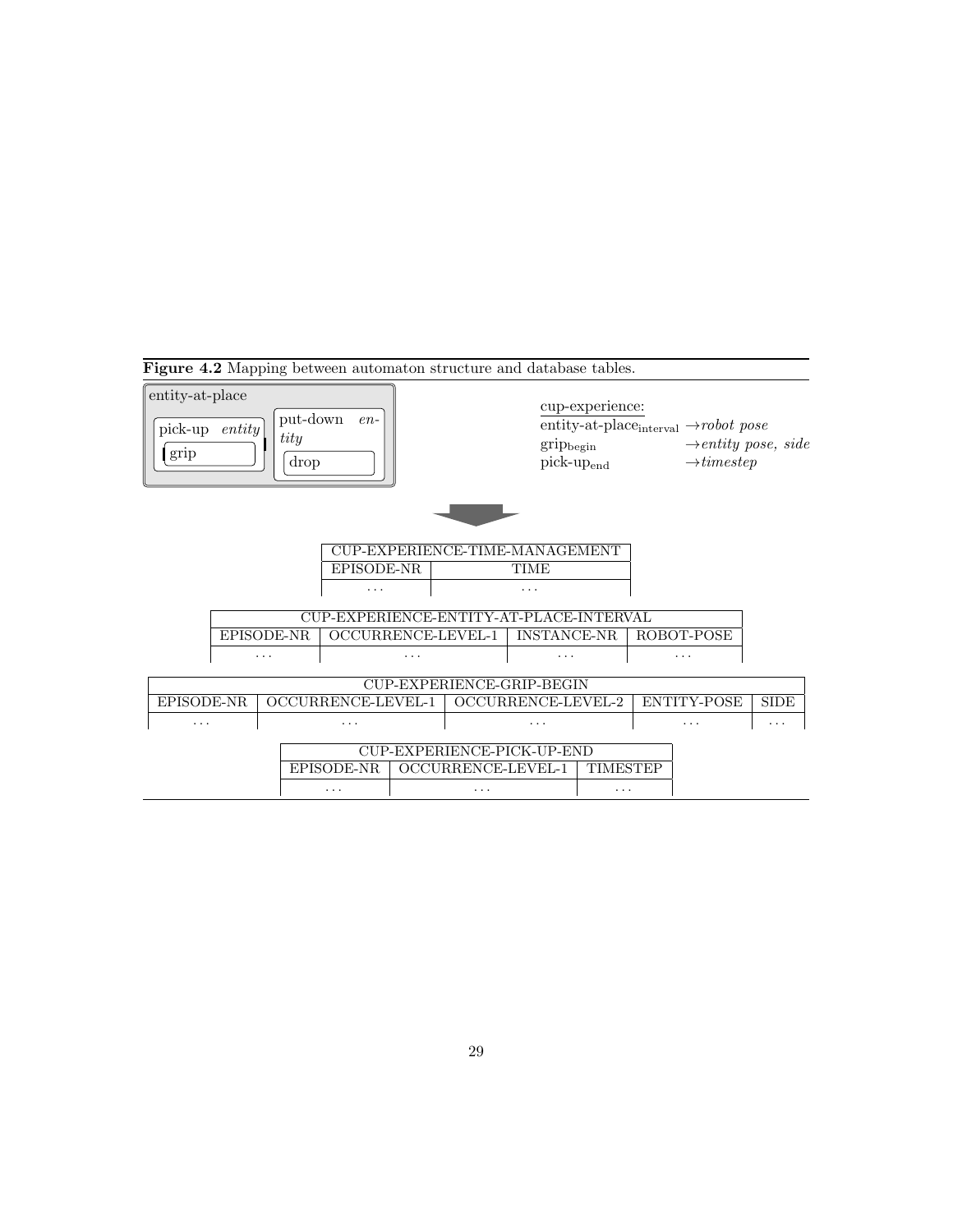**Figure 4.2** Mapping between automaton structure and database tables.

entity-at-place

pick-up *entity*
grip

put-down *entity*
drop

cup-experience:

entity-at-place$_{\text{interval}}$ →*robot pose*
grip$_{\text{begin}}$ →*entity pose, side*
pick-up$_{\text{end}}$ →*timestep*

| CUP-EXPERIENCE-TIME-MANAGEMENT | |
|---|---|
| EPISODE-NR | TIME |
| ... | ... |

| CUP-EXPERIENCE-ENTITY-AT-PLACE-INTERVAL | | | |
|---|---|---|---|
| EPISODE-NR | OCCURRENCE-LEVEL-1 | INSTANCE-NR | ROBOT-POSE |
| ... | ... | ... | ... |

| CUP-EXPERIENCE-GRIP-BEGIN | | | | |
|---|---|---|---|---|
| EPISODE-NR | OCCURRENCE-LEVEL-1 | OCCURRENCE-LEVEL-2 | ENTITY-POSE | SIDE |
| ... | ... | ... | ... | ... |

| CUP-EXPERIENCE-PICK-UP-END | | |
|---|---|---|
| EPISODE-NR | OCCURRENCE-LEVEL-1 | TIMESTEP |
| ... | ... | ... |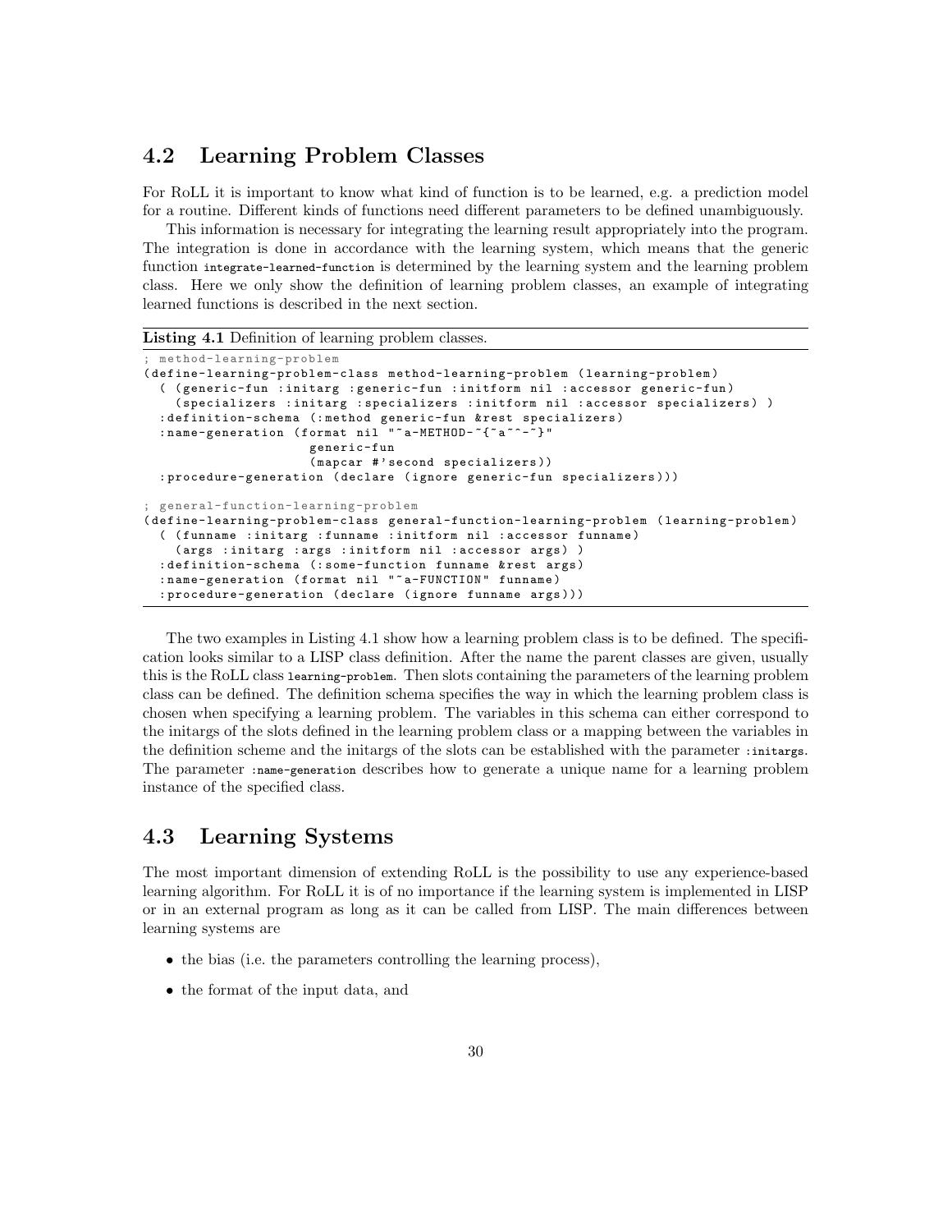## 4.2 Learning Problem Classes

For RoLL it is important to know what kind of function is to be learned, e.g. a prediction model for a routine. Different kinds of functions need different parameters to be defined unambiguously.

This information is necessary for integrating the learning result appropriately into the program. The integration is done in accordance with the learning system, which means that the generic function `integrate-learned-function` is determined by the learning system and the learning problem class. Here we only show the definition of learning problem classes, an example of integrating learned functions is described in the next section.

**Listing 4.1** Definition of learning problem classes.

```
; method-learning-problem
(define-learning-problem-class method-learning-problem (learning-problem)
  ( (generic-fun :initarg :generic-fun :initform nil :accessor generic-fun)
    (specializers :initarg :specializers :initform nil :accessor specializers) )
  :definition-schema (:method generic-fun &rest specializers)
  :name-generation (format nil "~a-METHOD-~{~a~^-~}"
                    generic-fun
                    (mapcar #'second specializers))
  :procedure-generation (declare (ignore generic-fun specializers)))

; general-function-learning-problem
(define-learning-problem-class general-function-learning-problem (learning-problem)
  ( (funname :initarg :funname :initform nil :accessor funname)
    (args :initarg :args :initform nil :accessor args) )
  :definition-schema (:some-function funname &rest args)
  :name-generation (format nil "~a-FUNCTION" funname)
  :procedure-generation (declare (ignore funname args)))
```

The two examples in Listing 4.1 show how a learning problem class is to be defined. The specification looks similar to a LISP class definition. After the name the parent classes are given, usually this is the RoLL class `learning-problem`. Then slots containing the parameters of the learning problem class can be defined. The definition schema specifies the way in which the learning problem class is chosen when specifying a learning problem. The variables in this schema can either correspond to the initargs of the slots defined in the learning problem class or a mapping between the variables in the definition scheme and the initargs of the slots can be established with the parameter `:initargs`. The parameter `:name-generation` describes how to generate a unique name for a learning problem instance of the specified class.

## 4.3 Learning Systems

The most important dimension of extending RoLL is the possibility to use any experience-based learning algorithm. For RoLL it is of no importance if the learning system is implemented in LISP or in an external program as long as it can be called from LISP. The main differences between learning systems are

- the bias (i.e. the parameters controlling the learning process),
- the format of the input data, and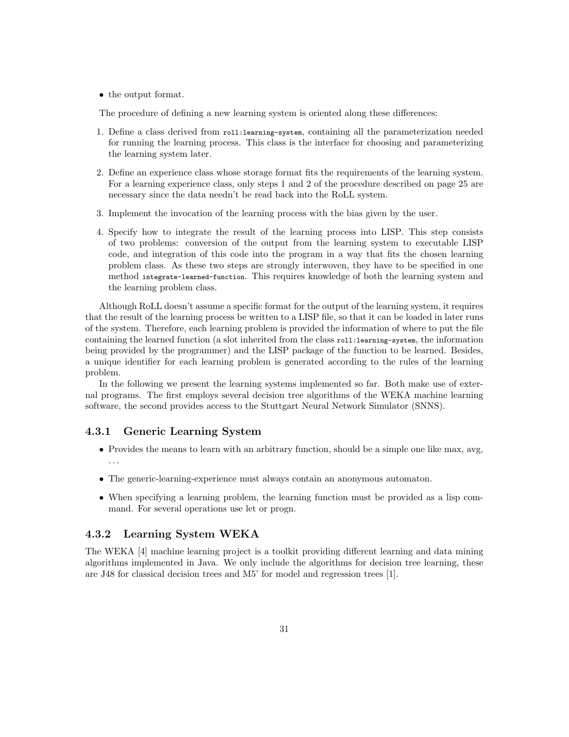- the output format.

The procedure of defining a new learning system is oriented along these differences:

1. Define a class derived from `roll:learning-system`, containing all the parameterization needed for running the learning process. This class is the interface for choosing and parameterizing the learning system later.

2. Define an experience class whose storage format fits the requirements of the learning system. For a learning experience class, only steps 1 and 2 of the procedure described on page 25 are necessary since the data needn't be read back into the RoLL system.

3. Implement the invocation of the learning process with the bias given by the user.

4. Specify how to integrate the result of the learning process into LISP. This step consists of two problems: conversion of the output from the learning system to executable LISP code, and integration of this code into the program in a way that fits the chosen learning problem class. As these two steps are strongly interwoven, they have to be specified in one method `integrate-learned-function`. This requires knowledge of both the learning system and the learning problem class.

Although RoLL doesn't assume a specific format for the output of the learning system, it requires that the result of the learning process be written to a LISP file, so that it can be loaded in later runs of the system. Therefore, each learning problem is provided the information of where to put the file containing the learned function (a slot inherited from the class `roll:learning-system`, the information being provided by the programmer) and the LISP package of the function to be learned. Besides, a unique identifier for each learning problem is generated according to the rules of the learning problem.

In the following we present the learning systems implemented so far. Both make use of external programs. The first employs several decision tree algorithms of the WEKA machine learning software, the second provides access to the Stuttgart Neural Network Simulator (SNNS).

### 4.3.1 Generic Learning System

- Provides the means to learn with an arbitrary function, should be a simple one like max, avg, ...

- The generic-learning-experience must always contain an anonymous automaton.

- When specifying a learning problem, the learning function must be provided as a lisp command. For several operations use let or progn.

### 4.3.2 Learning System WEKA

The WEKA [4] machine learning project is a toolkit providing different learning and data mining algorithms implemented in Java. We only include the algorithms for decision tree learning, these are J48 for classical decision trees and M5' for model and regression trees [1].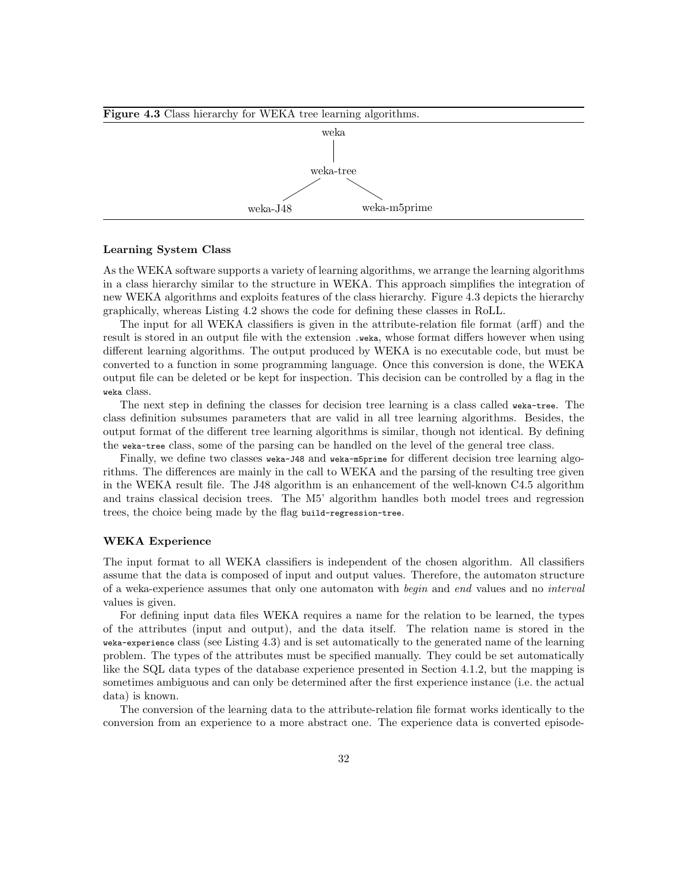**Figure 4.3** Class hierarchy for WEKA tree learning algorithms.

```
              weka
               |
           weka-tree
           /        \
     weka-J48     weka-m5prime
```

### Learning System Class

As the WEKA software supports a variety of learning algorithms, we arrange the learning algorithms in a class hierarchy similar to the structure in WEKA. This approach simplifies the integration of new WEKA algorithms and exploits features of the class hierarchy. Figure 4.3 depicts the hierarchy graphically, whereas Listing 4.2 shows the code for defining these classes in RoLL.

The input for all WEKA classifiers is given in the attribute-relation file format (arff) and the result is stored in an output file with the extension `.weka`, whose format differs however when using different learning algorithms. The output produced by WEKA is no executable code, but must be converted to a function in some programming language. Once this conversion is done, the WEKA output file can be deleted or be kept for inspection. This decision can be controlled by a flag in the `weka` class.

The next step in defining the classes for decision tree learning is a class called `weka-tree`. The class definition subsumes parameters that are valid in all tree learning algorithms. Besides, the output format of the different tree learning algorithms is similar, though not identical. By defining the `weka-tree` class, some of the parsing can be handled on the level of the general tree class.

Finally, we define two classes `weka-J48` and `weka-m5prime` for different decision tree learning algorithms. The differences are mainly in the call to WEKA and the parsing of the resulting tree given in the WEKA result file. The J48 algorithm is an enhancement of the well-known C4.5 algorithm and trains classical decision trees. The M5' algorithm handles both model trees and regression trees, the choice being made by the flag `build-regression-tree`.

### WEKA Experience

The input format to all WEKA classifiers is independent of the chosen algorithm. All classifiers assume that the data is composed of input and output values. Therefore, the automaton structure of a weka-experience assumes that only one automaton with *begin* and *end* values and no *interval* values is given.

For defining input data files WEKA requires a name for the relation to be learned, the types of the attributes (input and output), and the data itself. The relation name is stored in the `weka-experience` class (see Listing 4.3) and is set automatically to the generated name of the learning problem. The types of the attributes must be specified manually. They could be set automatically like the SQL data types of the database experience presented in Section 4.1.2, but the mapping is sometimes ambiguous and can only be determined after the first experience instance (i.e. the actual data) is known.

The conversion of the learning data to the attribute-relation file format works identically to the conversion from an experience to a more abstract one. The experience data is converted episode-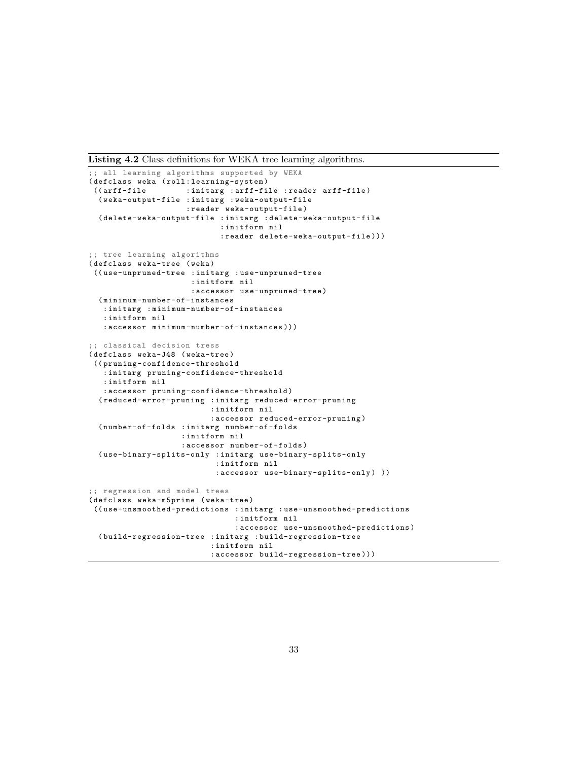**Listing 4.2** Class definitions for WEKA tree learning algorithms.

```
;; all learning algorithms supported by WEKA
(defclass weka (roll:learning-system)
 ((arff-file         :initarg :arff-file :reader arff-file)
  (weka-output-file :initarg :weka-output-file
                    :reader weka-output-file)
  (delete-weka-output-file :initarg :delete-weka-output-file
                           :initform nil
                           :reader delete-weka-output-file)))

;; tree learning algorithms
(defclass weka-tree (weka)
 ((use-unpruned-tree :initarg :use-unpruned-tree
                     :initform nil
                     :accessor use-unpruned-tree)
  (minimum-number-of-instances
   :initarg :minimum-number-of-instances
   :initform nil
   :accessor minimum-number-of-instances)))

;; classical decision tress
(defclass weka-J48 (weka-tree)
 ((pruning-confidence-threshold
   :initarg pruning-confidence-threshold
   :initform nil
   :accessor pruning-confidence-threshold)
  (reduced-error-pruning :initarg reduced-error-pruning
                         :initform nil
                         :accessor reduced-error-pruning)
  (number-of-folds :initarg number-of-folds
                   :initform nil
                   :accessor number-of-folds)
  (use-binary-splits-only :initarg use-binary-splits-only
                          :initform nil
                          :accessor use-binary-splits-only) ))

;; regression and model trees
(defclass weka-m5prime (weka-tree)
 ((use-unsmoothed-predictions :initarg :use-unsmoothed-predictions
                              :initform nil
                              :accessor use-unsmoothed-predictions)
  (build-regression-tree :initarg :build-regression-tree
                         :initform nil
                         :accessor build-regression-tree)))
```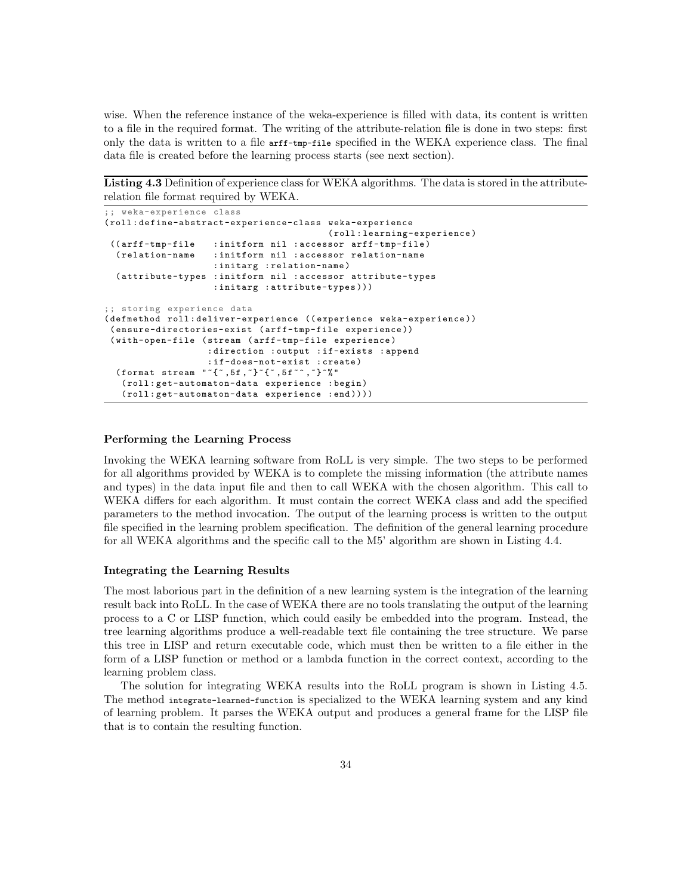wise. When the reference instance of the weka-experience is filled with data, its content is written to a file in the required format. The writing of the attribute-relation file is done in two steps: first only the data is written to a file `arff-tmp-file` specified in the WEKA experience class. The final data file is created before the learning process starts (see next section).

**Listing 4.3** Definition of experience class for WEKA algorithms. The data is stored in the attribute-relation file format required by WEKA.

```
;; weka-experience class
(roll:define-abstract-experience-class weka-experience
                                       (roll:learning-experience)
 ((arff-tmp-file   :initform nil :accessor arff-tmp-file)
  (relation-name   :initform nil :accessor relation-name
                   :initarg :relation-name)
  (attribute-types :initform nil :accessor attribute-types
                   :initarg :attribute-types)))

;; storing experience data
(defmethod roll:deliver-experience ((experience weka-experience))
 (ensure-directories-exist (arff-tmp-file experience))
 (with-open-file (stream (arff-tmp-file experience)
                  :direction :output :if-exists :append
                  :if-does-not-exist :create)
  (format stream "~{~,5f,~}~{~,5f~^,~}~%"
   (roll:get-automaton-data experience :begin)
   (roll:get-automaton-data experience :end))))
```

#### Performing the Learning Process

Invoking the WEKA learning software from RoLL is very simple. The two steps to be performed for all algorithms provided by WEKA is to complete the missing information (the attribute names and types) in the data input file and then to call WEKA with the chosen algorithm. This call to WEKA differs for each algorithm. It must contain the correct WEKA class and add the specified parameters to the method invocation. The output of the learning process is written to the output file specified in the learning problem specification. The definition of the general learning procedure for all WEKA algorithms and the specific call to the M5' algorithm are shown in Listing 4.4.

#### Integrating the Learning Results

The most laborious part in the definition of a new learning system is the integration of the learning result back into RoLL. In the case of WEKA there are no tools translating the output of the learning process to a C or LISP function, which could easily be embedded into the program. Instead, the tree learning algorithms produce a well-readable text file containing the tree structure. We parse this tree in LISP and return executable code, which must then be written to a file either in the form of a LISP function or method or a lambda function in the correct context, according to the learning problem class.

The solution for integrating WEKA results into the RoLL program is shown in Listing 4.5. The method `integrate-learned-function` is specialized to the WEKA learning system and any kind of learning problem. It parses the WEKA output and produces a general frame for the LISP file that is to contain the resulting function.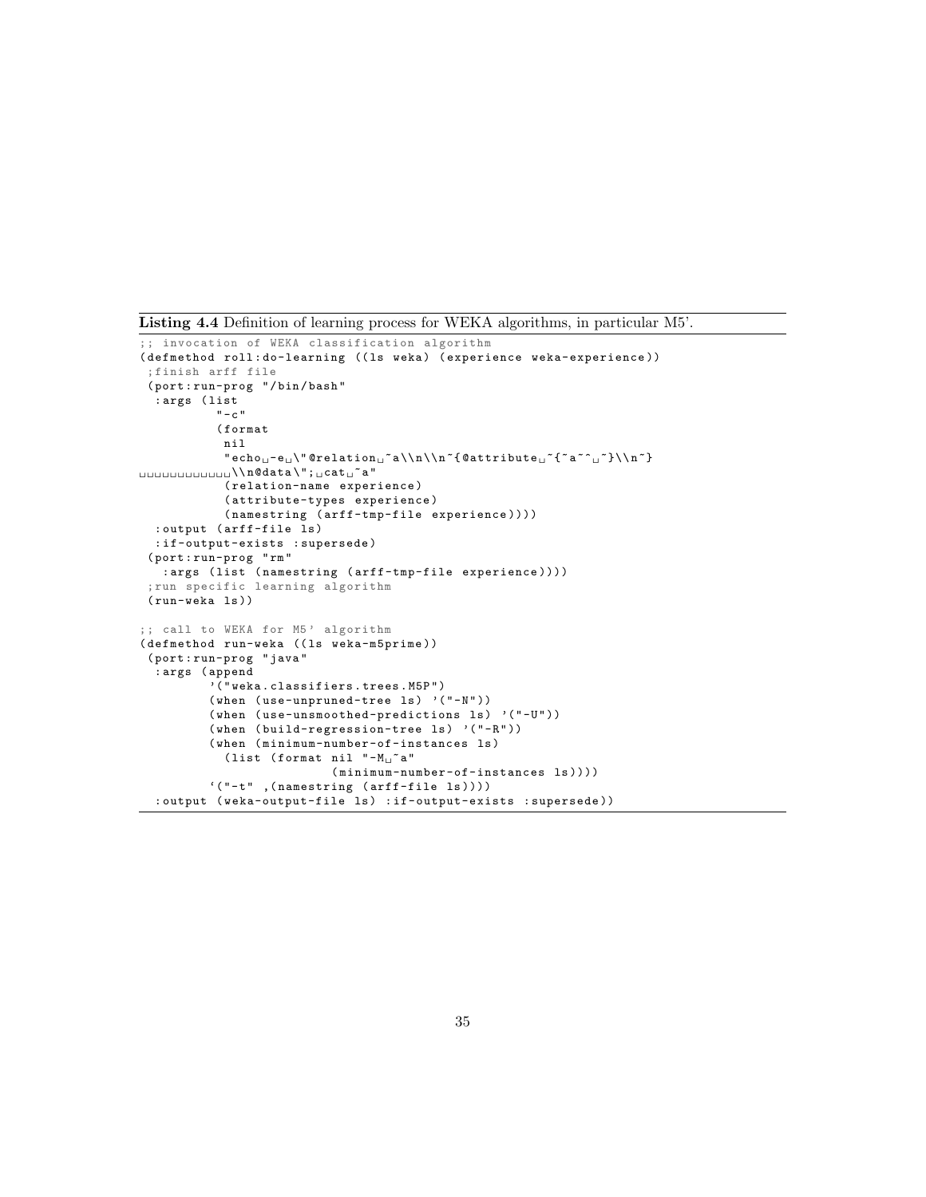**Listing 4.4** Definition of learning process for WEKA algorithms, in particular M5'.

```
;; invocation of WEKA classification algorithm
(defmethod roll:do-learning ((ls weka) (experience weka-experience))
 ;finish arff file
 (port:run-prog "/bin/bash"
  :args (list
          "-c"
          (format
           nil
           "echo -e \"@relation ~a\\n\\n~{@attribute ~{~a~^ ~}\\n~}
            \\n@data\"; cat ~a"
           (relation-name experience)
           (attribute-types experience)
           (namestring (arff-tmp-file experience))))
  :output (arff-file ls)
  :if-output-exists :supersede)
 (port:run-prog "rm"
   :args (list (namestring (arff-tmp-file experience))))
 ;run specific learning algorithm
 (run-weka ls))

;; call to WEKA for M5' algorithm
(defmethod run-weka ((ls weka-m5prime))
 (port:run-prog "java"
  :args (append
         '("weka.classifiers.trees.M5P")
         (when (use-unpruned-tree ls) '("-N"))
         (when (use-unsmoothed-predictions ls) '("-U"))
         (when (build-regression-tree ls) '("-R"))
         (when (minimum-number-of-instances ls)
           (list (format nil "-M ~a"
                         (minimum-number-of-instances ls))))
         `("-t" ,(namestring (arff-file ls))))
  :output (weka-output-file ls) :if-output-exists :supersede))
```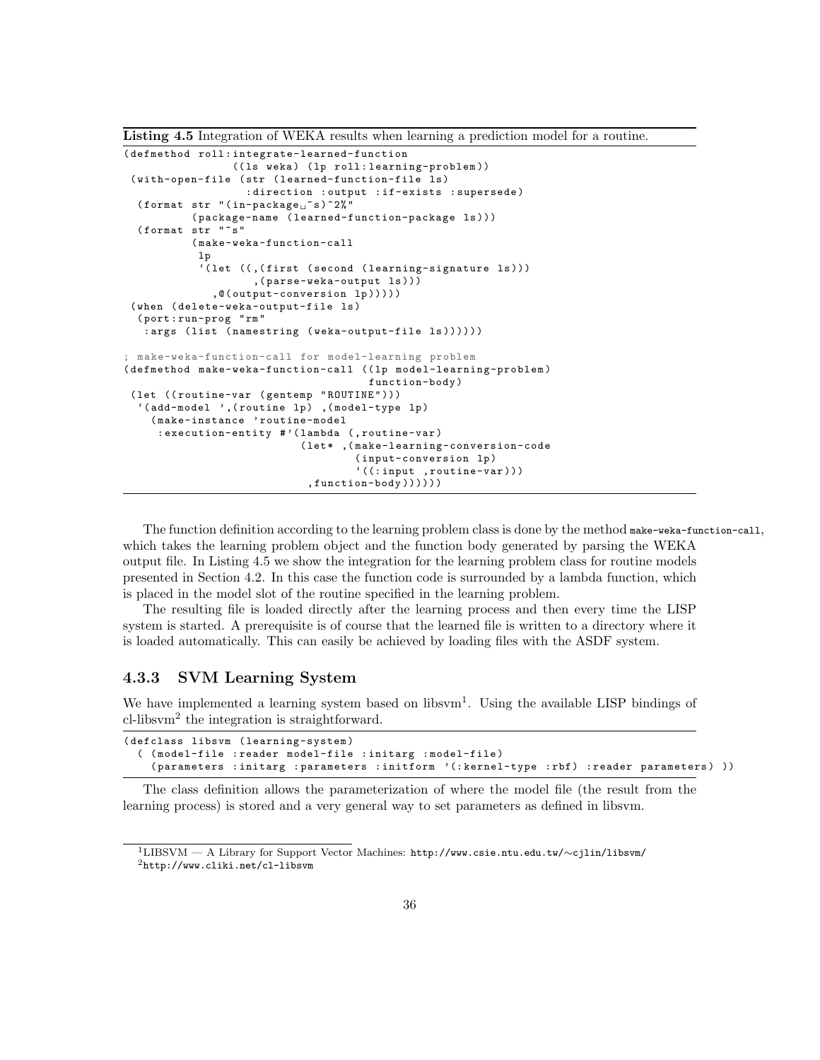**Listing 4.5** Integration of WEKA results when learning a prediction model for a routine.

```
(defmethod roll:integrate-learned-function
              ((ls weka) (lp roll:learning-problem))
 (with-open-file (str (learned-function-file ls)
                  :direction :output :if-exists :supersede)
  (format str "(in-package ~s)~2%"
          (package-name (learned-function-package ls)))
  (format str "~s"
          (make-weka-function-call
           lp
           `(let ((,(first (second (learning-signature ls)))
                   ,(parse-weka-output ls)))
              ,@(output-conversion lp)))))
 (when (delete-weka-output-file ls)
  (port:run-prog "rm"
   :args (list (namestring (weka-output-file ls))))))

; make-weka-function-call for model-learning problem
(defmethod make-weka-function-call ((lp model-learning-problem)
                                    function-body)
 (let ((routine-var (gentemp "ROUTINE")))
  `(add-model ',(routine lp) ,(model-type lp)
    (make-instance 'routine-model
     :execution-entity #'(lambda (,routine-var)
                          (let* ,(make-learning-conversion-code
                                  (input-conversion lp)
                                  `((:input ,routine-var)))
                           ,function-body))))))
```

The function definition according to the learning problem class is done by the method `make-weka-function-call`, which takes the learning problem object and the function body generated by parsing the WEKA output file. In Listing 4.5 we show the integration for the learning problem class for routine models presented in Section 4.2. In this case the function code is surrounded by a lambda function, which is placed in the model slot of the routine specified in the learning problem.

The resulting file is loaded directly after the learning process and then every time the LISP system is started. A prerequisite is of course that the learned file is written to a directory where it is loaded automatically. This can easily be achieved by loading files with the ASDF system.

### 4.3.3 SVM Learning System

We have implemented a learning system based on libsvm[1]. Using the available LISP bindings of cl-libsvm[2] the integration is straightforward.

```
(defclass libsvm (learning-system)
  ( (model-file :reader model-file :initarg :model-file)
    (parameters :initarg :parameters :initform '(:kernel-type :rbf) :reader parameters) ))
```

The class definition allows the parameterization of where the model file (the result from the learning process) is stored and a very general way to set parameters as defined in libsvm.

[1] LIBSVM — A Library for Support Vector Machines: http://www.csie.ntu.edu.tw/~cjlin/libsvm/

[2] http://www.cliki.net/cl-libsvm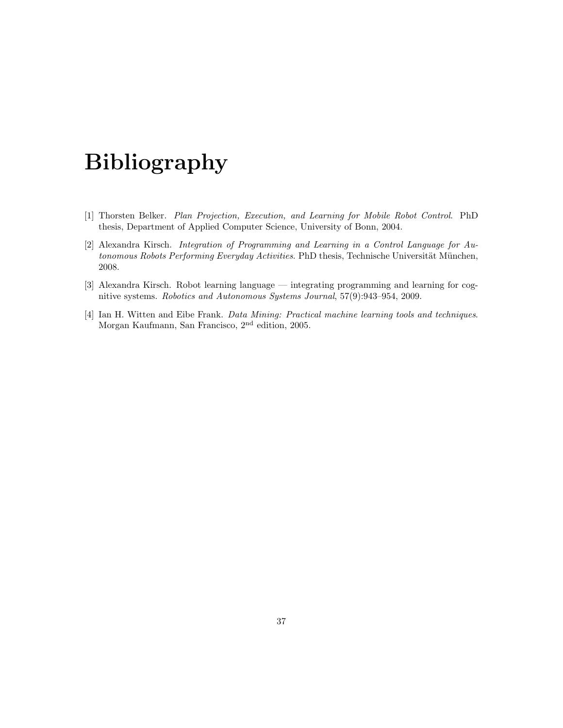# Bibliography

[1] Thorsten Belker. *Plan Projection, Execution, and Learning for Mobile Robot Control*. PhD thesis, Department of Applied Computer Science, University of Bonn, 2004.

[2] Alexandra Kirsch. *Integration of Programming and Learning in a Control Language for Autonomous Robots Performing Everyday Activities*. PhD thesis, Technische Universität München, 2008.

[3] Alexandra Kirsch. Robot learning language — integrating programming and learning for cognitive systems. *Robotics and Autonomous Systems Journal*, 57(9):943–954, 2009.

[4] Ian H. Witten and Eibe Frank. *Data Mining: Practical machine learning tools and techniques*. Morgan Kaufmann, San Francisco, 2nd edition, 2005.